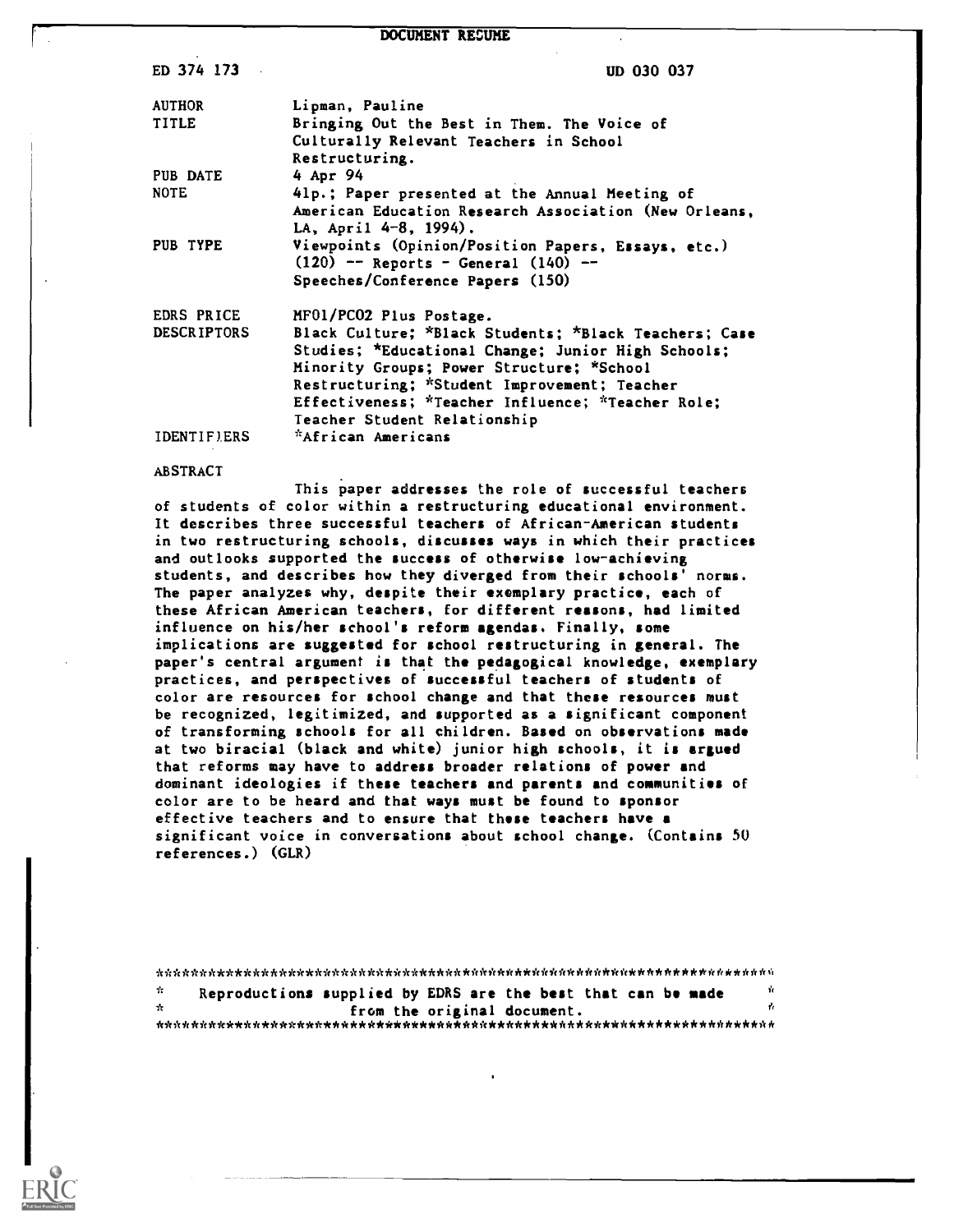# DOCUMENT RESUME

| | |
|---|---|
| ED 374 173 | UD 030 037 |
| AUTHOR | Lipman, Pauline |
| TITLE | Bringing Out the Best in Them. The Voice of Culturally Relevant Teachers in School Restructuring. |
| PUB DATE | 4 Apr 94 |
| NOTE | 41p.; Paper presented at the Annual Meeting of American Education Research Association (New Orleans, LA, April 4-8, 1994). |
| PUB TYPE | Viewpoints (Opinion/Position Papers, Essays, etc.) (120) -- Reports - General (140) -- Speeches/Conference Papers (150) |
| EDRS PRICE | MF01/PC02 Plus Postage. |
| DESCRIPTORS | Black Culture; *Black Students; *Black Teachers; Case Studies; *Educational Change; Junior High Schools; Minority Groups; Power Structure; *School Restructuring; *Student Improvement; Teacher Effectiveness; *Teacher Influence; *Teacher Role; Teacher Student Relationship |
| IDENTIFIERS | *African Americans |

ABSTRACT

This paper addresses the role of successful teachers of students of color within a restructuring educational environment. It describes three successful teachers of African-American students in two restructuring schools, discusses ways in which their practices and outlooks supported the success of otherwise low-achieving students, and describes how they diverged from their schools' norms. The paper analyzes why, despite their exemplary practice, each of these African American teachers, for different reasons, had limited influence on his/her school's reform agendas. Finally, some implications are suggested for school restructuring in general. The paper's central argument is that the pedagogical knowledge, exemplary practices, and perspectives of successful teachers of students of color are resources for school change and that these resources must be recognized, legitimized, and supported as a significant component of transforming schools for all children. Based on observations made at two biracial (black and white) junior high schools, it is argued that reforms may have to address broader relations of power and dominant ideologies if these teachers and parents and communities of color are to be heard and that ways must be found to sponsor effective teachers and to ensure that these teachers have a significant voice in conversations about school change. (Contains 50 references.) (GLR)

***********************************************************************
* Reproductions supplied by EDRS are the best that can be made *
* from the original document. *
***********************************************************************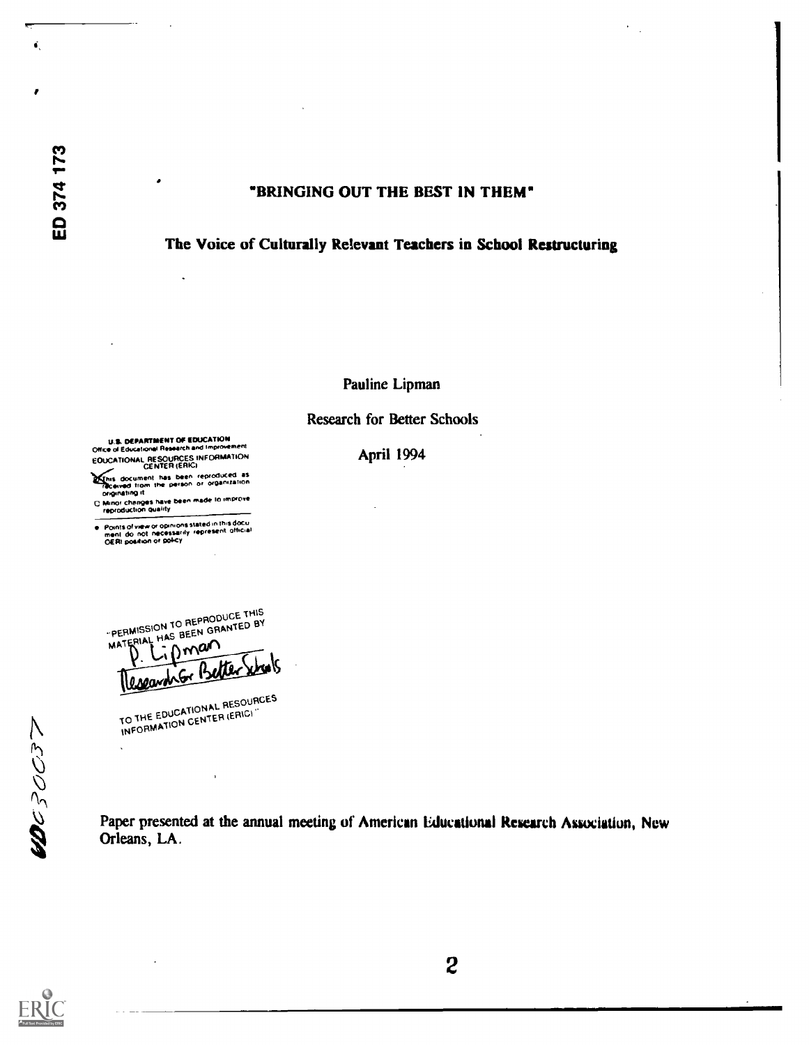ED 374 173

# "BRINGING OUT THE BEST IN THEM"

## The Voice of Culturally Relevant Teachers in School Restructuring

Pauline Lipman

Research for Better Schools

April 1994

U.S. DEPARTMENT OF EDUCATION
Office of Educational Research and Improvement
EDUCATIONAL RESOURCES INFORMATION CENTER (ERIC)

- This document has been reproduced as received from the person or organization originating it
- Minor changes have been made to improve reproduction quality
- Points of view or opinions stated in this document do not necessarily represent official OERI position or policy

"PERMISSION TO REPRODUCE THIS MATERIAL HAS BEEN GRANTED BY
P. Lipman
Research for Better Schools
TO THE EDUCATIONAL RESOURCES INFORMATION CENTER (ERIC)"

UD030037

Paper presented at the annual meeting of American Educational Research Association, New Orleans, LA.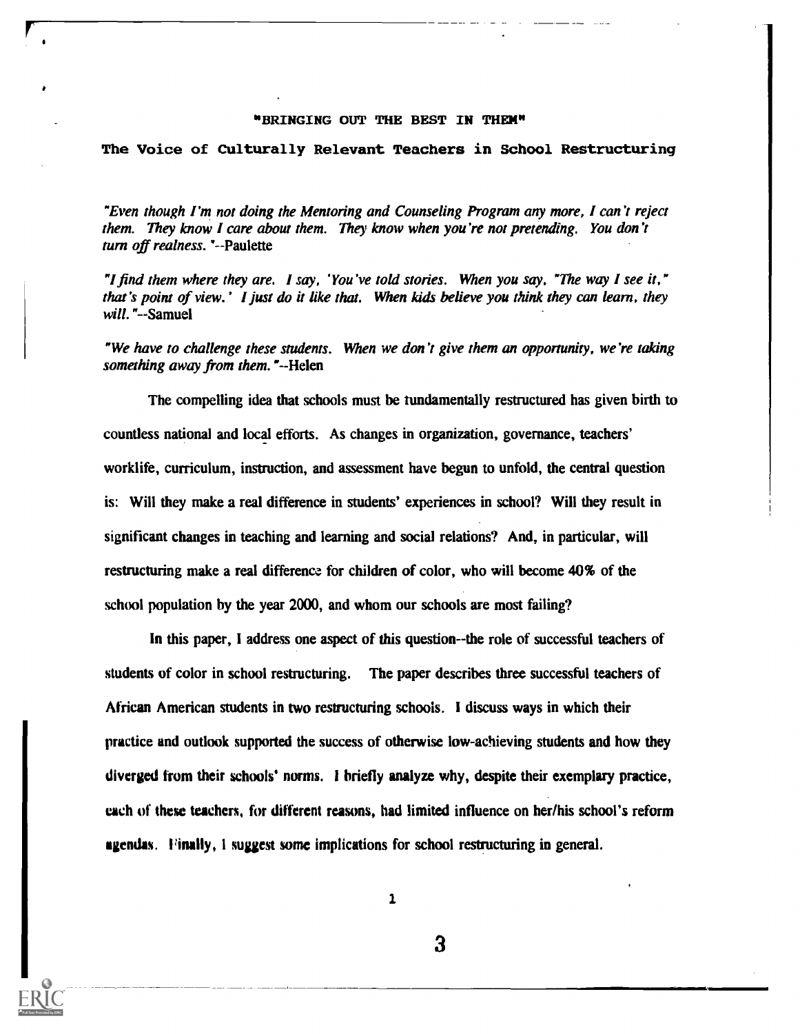# "BRINGING OUT THE BEST IN THEM"

## The Voice of Culturally Relevant Teachers in School Restructuring

*"Even though I'm not doing the Mentoring and Counseling Program any more, I can't reject them. They know I care about them. They know when you're not pretending. You don't turn off realness."*--Paulette

*"I find them where they are. I say, 'You've told stories. When you say, "The way I see it," that's point of view.' I just do it like that. When kids believe you think they can learn, they will."*--Samuel

*"We have to challenge these students. When we don't give them an opportunity, we're taking something away from them."*--Helen

The compelling idea that schools must be fundamentally restructured has given birth to countless national and local efforts. As changes in organization, governance, teachers' worklife, curriculum, instruction, and assessment have begun to unfold, the central question is: Will they make a real difference in students' experiences in school? Will they result in significant changes in teaching and learning and social relations? And, in particular, will restructuring make a real difference for children of color, who will become 40% of the school population by the year 2000, and whom our schools are most failing?

In this paper, I address one aspect of this question--the role of successful teachers of students of color in school restructuring. The paper describes three successful teachers of African American students in two restructuring schools. I discuss ways in which their practice and outlook supported the success of otherwise low-achieving students and how they diverged from their schools' norms. I briefly analyze why, despite their exemplary practice, each of these teachers, for different reasons, had limited influence on her/his school's reform agendas. Finally, I suggest some implications for school restructuring in general.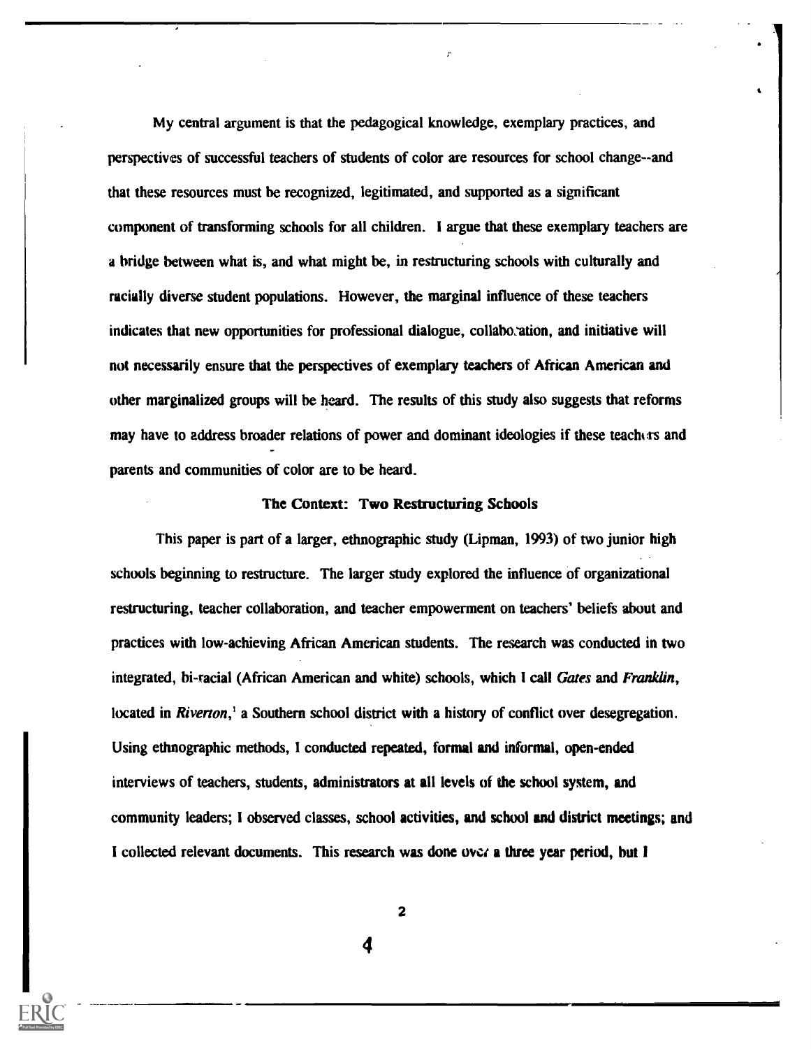My central argument is that the pedagogical knowledge, exemplary practices, and perspectives of successful teachers of students of color are resources for school change--and that these resources must be recognized, legitimated, and supported as a significant component of transforming schools for all children. I argue that these exemplary teachers are a bridge between what is, and what might be, in restructuring schools with culturally and racially diverse student populations. However, the marginal influence of these teachers indicates that new opportunities for professional dialogue, collaboration, and initiative will not necessarily ensure that the perspectives of exemplary teachers of African American and other marginalized groups will be heard. The results of this study also suggests that reforms may have to address broader relations of power and dominant ideologies if these teachers and parents and communities of color are to be heard.

## The Context: Two Restructuring Schools

This paper is part of a larger, ethnographic study (Lipman, 1993) of two junior high schools beginning to restructure. The larger study explored the influence of organizational restructuring, teacher collaboration, and teacher empowerment on teachers' beliefs about and practices with low-achieving African American students. The research was conducted in two integrated, bi-racial (African American and white) schools, which I call *Gates* and *Franklin*, located in *Riverton*,[1] a Southern school district with a history of conflict over desegregation. Using ethnographic methods, I conducted repeated, formal and informal, open-ended interviews of teachers, students, administrators at all levels of the school system, and community leaders; I observed classes, school activities, and school and district meetings; and I collected relevant documents. This research was done over a three year period, but I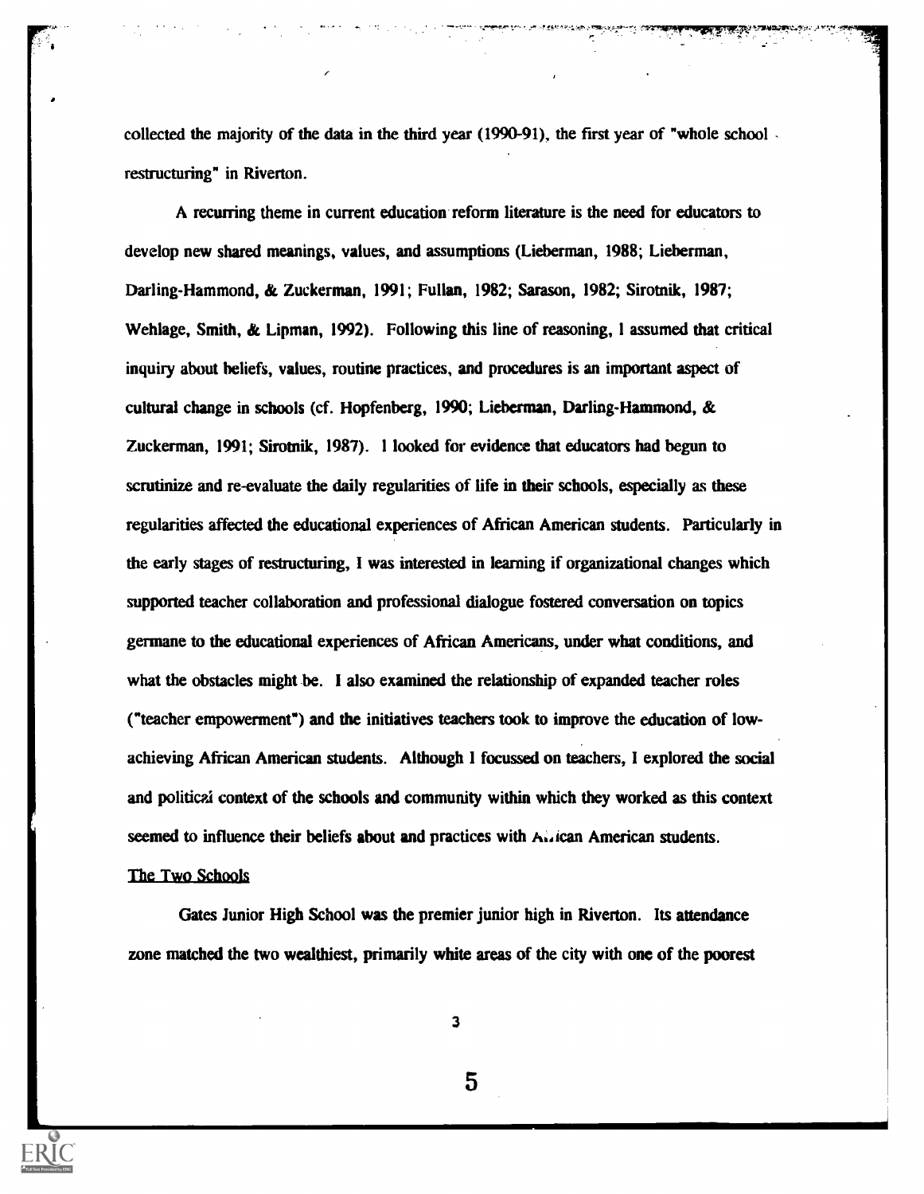collected the majority of the data in the third year (1990-91), the first year of "whole school restructuring" in Riverton.

A recurring theme in current education reform literature is the need for educators to develop new shared meanings, values, and assumptions (Lieberman, 1988; Lieberman, Darling-Hammond, & Zuckerman, 1991; Fullan, 1982; Sarason, 1982; Sirotnik, 1987; Wehlage, Smith, & Lipman, 1992). Following this line of reasoning, I assumed that critical inquiry about beliefs, values, routine practices, and procedures is an important aspect of cultural change in schools (cf. Hopfenberg, 1990; Lieberman, Darling-Hammond, & Zuckerman, 1991; Sirotnik, 1987). I looked for evidence that educators had begun to scrutinize and re-evaluate the daily regularities of life in their schools, especially as these regularities affected the educational experiences of African American students. Particularly in the early stages of restructuring, I was interested in learning if organizational changes which supported teacher collaboration and professional dialogue fostered conversation on topics germane to the educational experiences of African Americans, under what conditions, and what the obstacles might be. I also examined the relationship of expanded teacher roles ("teacher empowerment") and the initiatives teachers took to improve the education of low-achieving African American students. Although I focussed on teachers, I explored the social and political context of the schools and community within which they worked as this context seemed to influence their beliefs about and practices with African American students.

<u>The Two Schools</u>

Gates Junior High School was the premier junior high in Riverton. Its attendance zone matched the two wealthiest, primarily white areas of the city with one of the poorest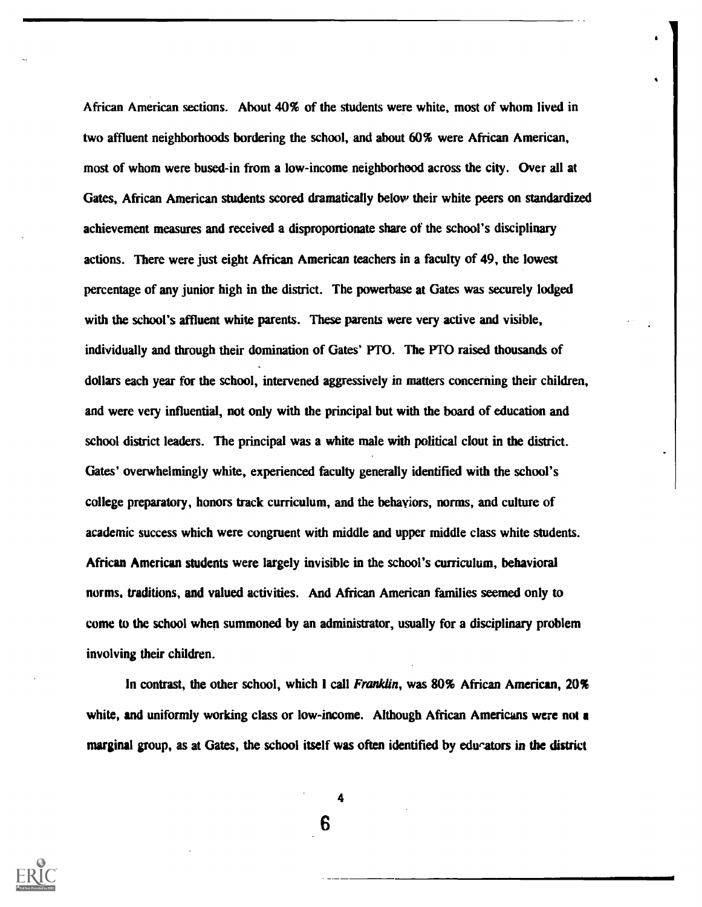African American sections. About 40% of the students were white, most of whom lived in two affluent neighborhoods bordering the school, and about 60% were African American, most of whom were bused-in from a low-income neighborhood across the city. Over all at Gates, African American students scored dramatically below their white peers on standardized achievement measures and received a disproportionate share of the school's disciplinary actions. There were just eight African American teachers in a faculty of 49, the lowest percentage of any junior high in the district. The powerbase at Gates was securely lodged with the school's affluent white parents. These parents were very active and visible, individually and through their domination of Gates' PTO. The PTO raised thousands of dollars each year for the school, intervened aggressively in matters concerning their children, and were very influential, not only with the principal but with the board of education and school district leaders. The principal was a white male with political clout in the district. Gates' overwhelmingly white, experienced faculty generally identified with the school's college preparatory, honors track curriculum, and the behaviors, norms, and culture of academic success which were congruent with middle and upper middle class white students. African American students were largely invisible in the school's curriculum, behavioral norms, traditions, and valued activities. And African American families seemed only to come to the school when summoned by an administrator, usually for a disciplinary problem involving their children.

In contrast, the other school, which I call *Franklin*, was 80% African American, 20% white, and uniformly working class or low-income. Although African Americans were not a marginal group, as at Gates, the school itself was often identified by educators in the district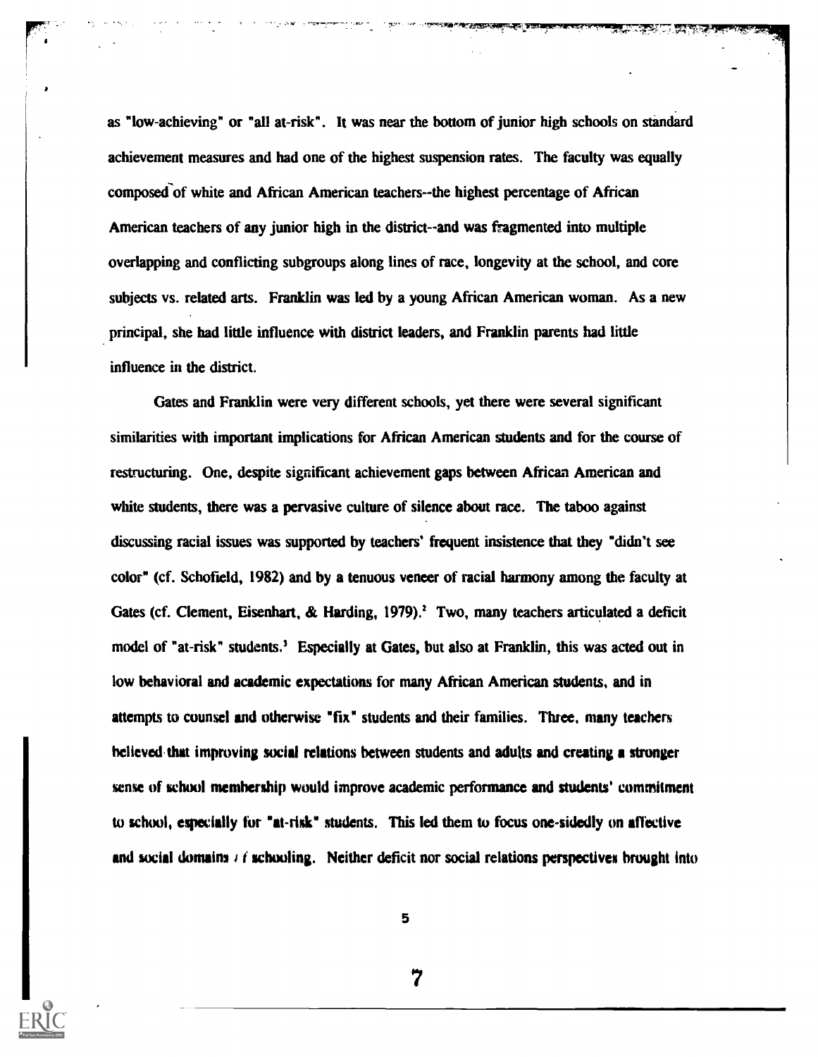as "low-achieving" or "all at-risk". It was near the bottom of junior high schools on standard achievement measures and had one of the highest suspension rates. The faculty was equally composed of white and African American teachers--the highest percentage of African American teachers of any junior high in the district--and was fragmented into multiple overlapping and conflicting subgroups along lines of race, longevity at the school, and core subjects vs. related arts. Franklin was led by a young African American woman. As a new principal, she had little influence with district leaders, and Franklin parents had little influence in the district.

Gates and Franklin were very different schools, yet there were several significant similarities with important implications for African American students and for the course of restructuring. One, despite significant achievement gaps between African American and white students, there was a pervasive culture of silence about race. The taboo against discussing racial issues was supported by teachers' frequent insistence that they "didn't see color" (cf. Schofield, 1982) and by a tenuous veneer of racial harmony among the faculty at Gates (cf. Clement, Eisenhart, & Harding, 1979).[2] Two, many teachers articulated a deficit model of "at-risk" students.[3] Especially at Gates, but also at Franklin, this was acted out in low behavioral and academic expectations for many African American students, and in attempts to counsel and otherwise "fix" students and their families. Three, many teachers believed that improving social relations between students and adults and creating a stronger sense of school membership would improve academic performance and students' commitment to school, especially for "at-risk" students. This led them to focus one-sidedly on affective and social domains of schooling. Neither deficit nor social relations perspectives brought into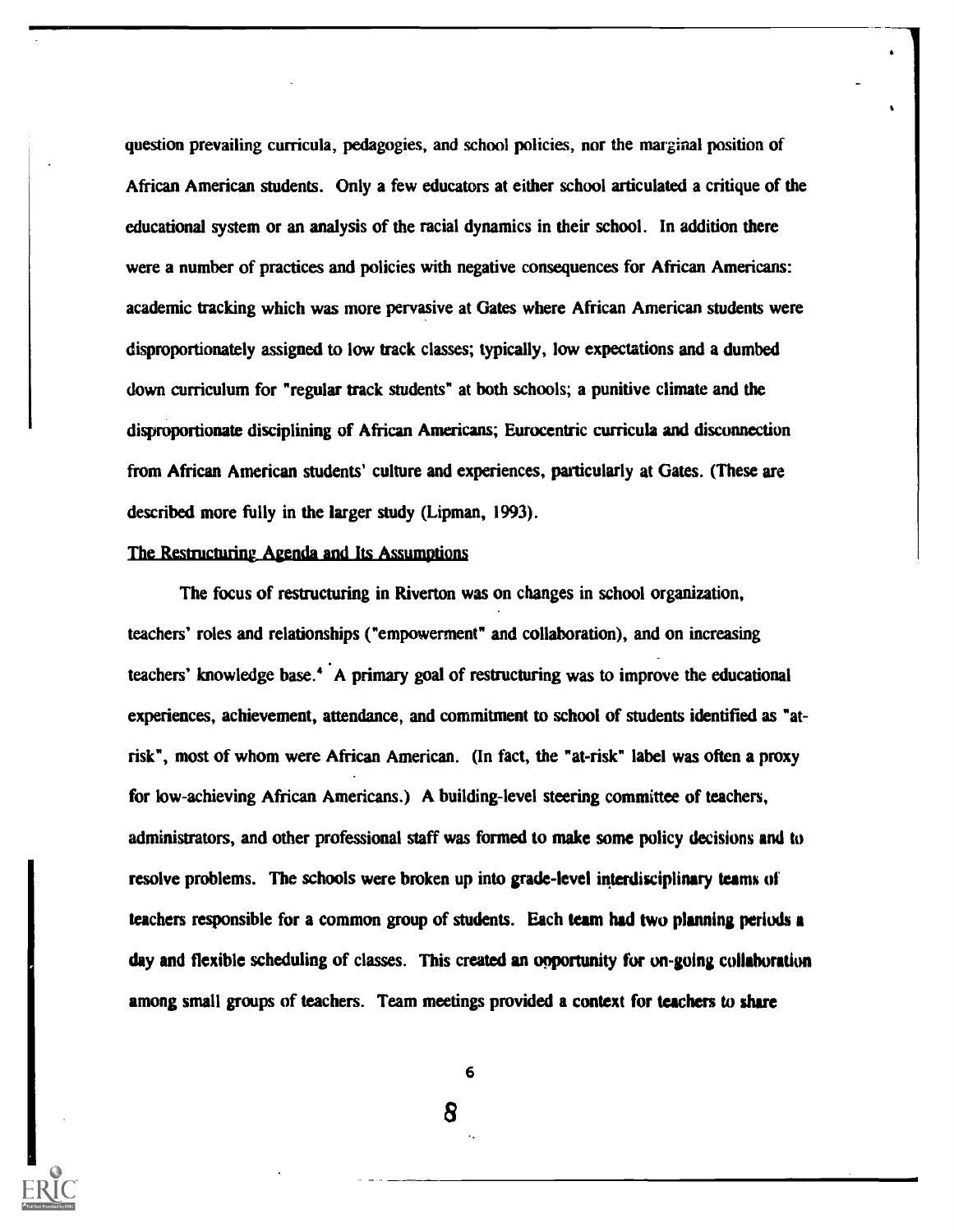question prevailing curricula, pedagogies, and school policies, nor the marginal position of African American students. Only a few educators at either school articulated a critique of the educational system or an analysis of the racial dynamics in their school. In addition there were a number of practices and policies with negative consequences for African Americans: academic tracking which was more pervasive at Gates where African American students were disproportionately assigned to low track classes; typically, low expectations and a dumbed down curriculum for "regular track students" at both schools; a punitive climate and the disproportionate disciplining of African Americans; Eurocentric curricula and disconnection from African American students' culture and experiences, particularly at Gates. (These are described more fully in the larger study (Lipman, 1993).

## The Restructuring Agenda and Its Assumptions

The focus of restructuring in Riverton was on changes in school organization, teachers' roles and relationships ("empowerment" and collaboration), and on increasing teachers' knowledge base.[4] A primary goal of restructuring was to improve the educational experiences, achievement, attendance, and commitment to school of students identified as "at-risk", most of whom were African American. (In fact, the "at-risk" label was often a proxy for low-achieving African Americans.) A building-level steering committee of teachers, administrators, and other professional staff was formed to make some policy decisions and to resolve problems. The schools were broken up into grade-level interdisciplinary teams of teachers responsible for a common group of students. Each team had two planning periods a day and flexible scheduling of classes. This created an opportunity for on-going collaboration among small groups of teachers. Team meetings provided a context for teachers to share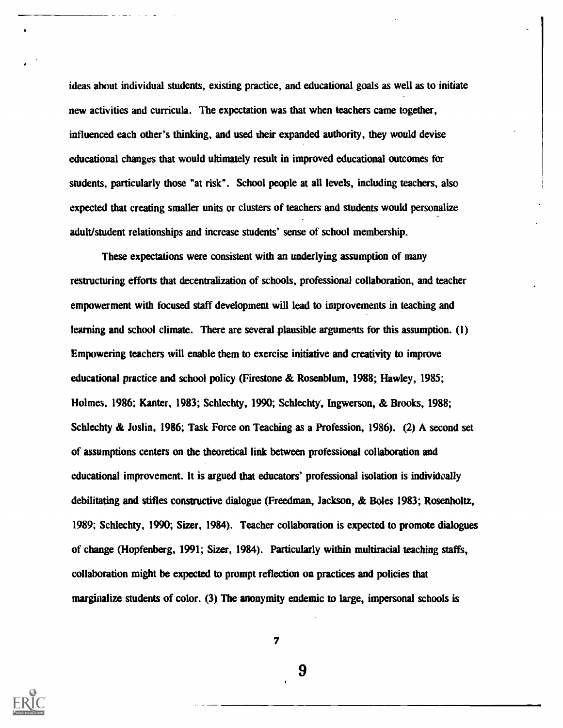ideas about individual students, existing practice, and educational goals as well as to initiate new activities and curricula. The expectation was that when teachers came together, influenced each other's thinking, and used their expanded authority, they would devise educational changes that would ultimately result in improved educational outcomes for students, particularly those "at risk". School people at all levels, including teachers, also expected that creating smaller units or clusters of teachers and students would personalize adult/student relationships and increase students' sense of school membership.

These expectations were consistent with an underlying assumption of many restructuring efforts that decentralization of schools, professional collaboration, and teacher empowerment with focused staff development will lead to improvements in teaching and learning and school climate. There are several plausible arguments for this assumption. (1) Empowering teachers will enable them to exercise initiative and creativity to improve educational practice and school policy (Firestone & Rosenblum, 1988; Hawley, 1985; Holmes, 1986; Kanter, 1983; Schlechty, 1990; Schlechty, Ingwerson, & Brooks, 1988; Schlechty & Joslin, 1986; Task Force on Teaching as a Profession, 1986). (2) A second set of assumptions centers on the theoretical link between professional collaboration and educational improvement. It is argued that educators' professional isolation is individually debilitating and stifles constructive dialogue (Freedman, Jackson, & Boles 1983; Rosenholtz, 1989; Schlechty, 1990; Sizer, 1984). Teacher collaboration is expected to promote dialogues of change (Hopfenberg, 1991; Sizer, 1984). Particularly within multiracial teaching staffs, collaboration might be expected to prompt reflection on practices and policies that marginalize students of color. (3) The anonymity endemic to large, impersonal schools is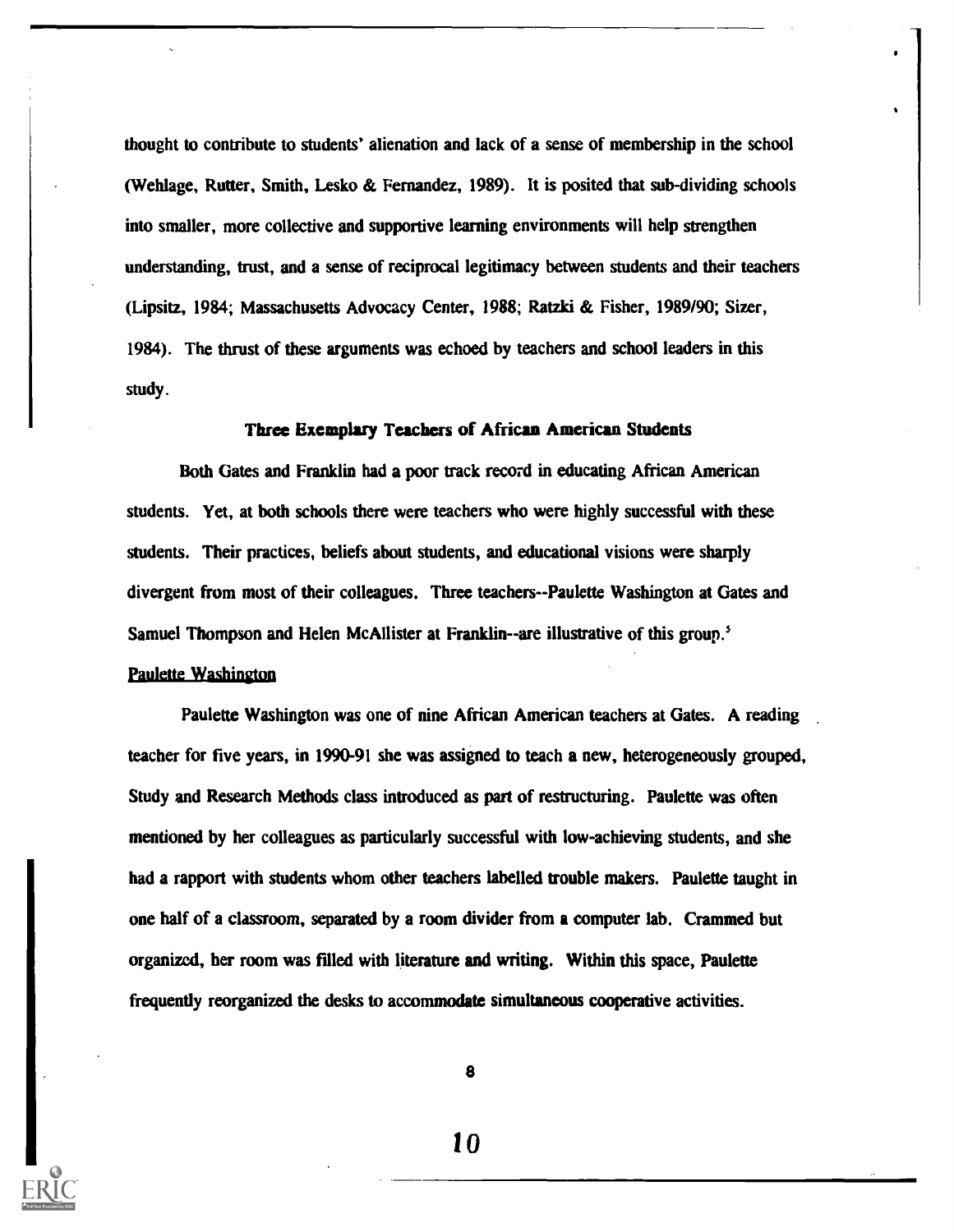thought to contribute to students' alienation and lack of a sense of membership in the school (Wehlage, Rutter, Smith, Lesko & Fernandez, 1989). It is posited that sub-dividing schools into smaller, more collective and supportive learning environments will help strengthen understanding, trust, and a sense of reciprocal legitimacy between students and their teachers (Lipsitz, 1984; Massachusetts Advocacy Center, 1988; Ratzki & Fisher, 1989/90; Sizer, 1984). The thrust of these arguments was echoed by teachers and school leaders in this study.

## Three Exemplary Teachers of African American Students

Both Gates and Franklin had a poor track record in educating African American students. Yet, at both schools there were teachers who were highly successful with these students. Their practices, beliefs about students, and educational visions were sharply divergent from most of their colleagues. Three teachers--Paulette Washington at Gates and Samuel Thompson and Helen McAllister at Franklin--are illustrative of this group.[5]

### Paulette Washington

Paulette Washington was one of nine African American teachers at Gates. A reading teacher for five years, in 1990-91 she was assigned to teach a new, heterogeneously grouped, Study and Research Methods class introduced as part of restructuring. Paulette was often mentioned by her colleagues as particularly successful with low-achieving students, and she had a rapport with students whom other teachers labelled trouble makers. Paulette taught in one half of a classroom, separated by a room divider from a computer lab. Crammed but organized, her room was filled with literature and writing. Within this space, Paulette frequently reorganized the desks to accommodate simultaneous cooperative activities.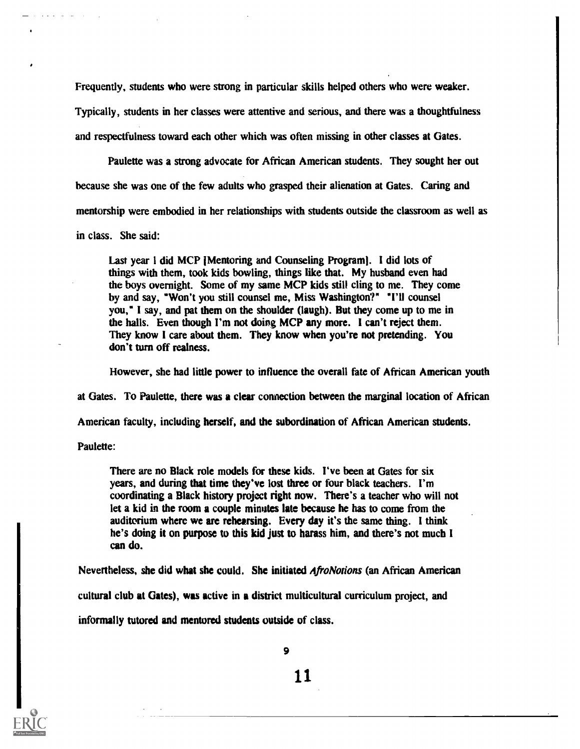Frequently, students who were strong in particular skills helped others who were weaker. Typically, students in her classes were attentive and serious, and there was a thoughtfulness and respectfulness toward each other which was often missing in other classes at Gates.

Paulette was a strong advocate for African American students. They sought her out because she was one of the few adults who grasped their alienation at Gates. Caring and mentorship were embodied in her relationships with students outside the classroom as well as in class. She said:

> Last year I did MCP [Mentoring and Counseling Program]. I did lots of things with them, took kids bowling, things like that. My husband even had the boys overnight. Some of my same MCP kids still cling to me. They come by and say, "Won't you still counsel me, Miss Washington?" "I'll counsel you," I say, and pat them on the shoulder (laugh). But they come up to me in the halls. Even though I'm not doing MCP any more. I can't reject them. They know I care about them. They know when you're not pretending. You don't turn off realness.

However, she had little power to influence the overall fate of African American youth at Gates. To Paulette, there was a clear connection between the marginal location of African American faculty, including herself, and the subordination of African American students. Paulette:

> There are no Black role models for these kids. I've been at Gates for six years, and during that time they've lost three or four black teachers. I'm coordinating a Black history project right now. There's a teacher who will not let a kid in the room a couple minutes late because he has to come from the auditorium where we are rehearsing. Every day it's the same thing. I think he's doing it on purpose to this kid just to harass him, and there's not much I can do.

Nevertheless, she did what she could. She initiated *AfroNotions* (an African American cultural club at Gates), was active in a district multicultural curriculum project, and informally tutored and mentored students outside of class.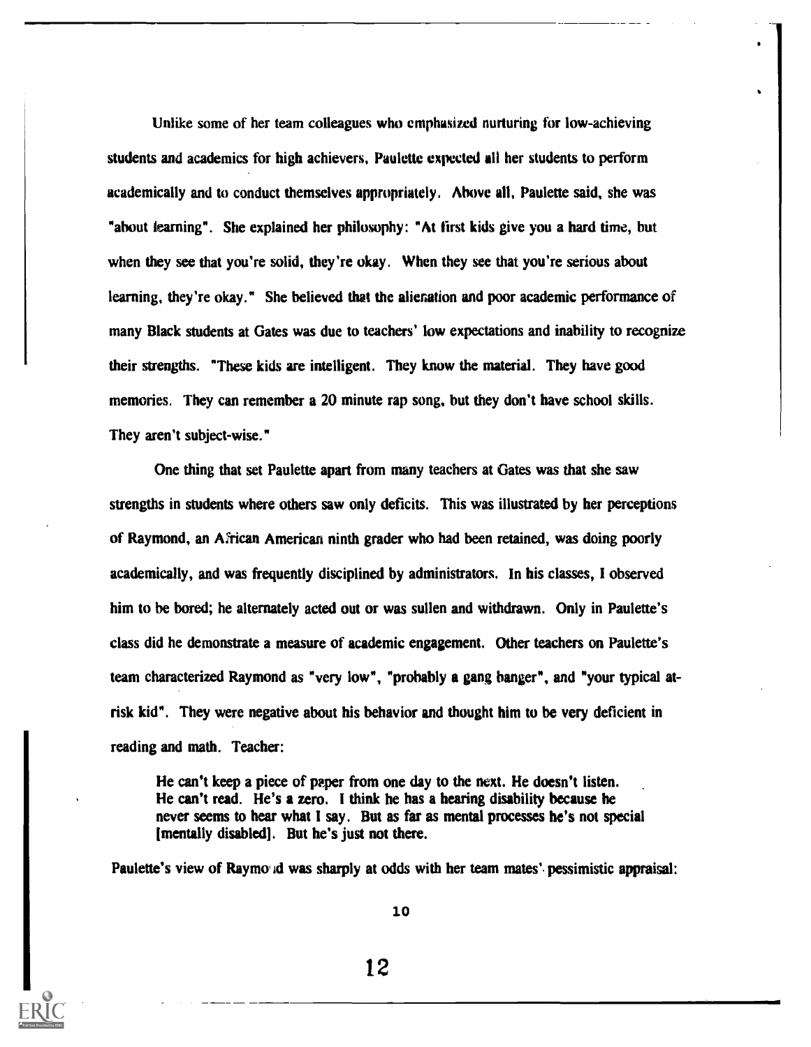Unlike some of her team colleagues who emphasized nurturing for low-achieving students and academics for high achievers, Paulette expected all her students to perform academically and to conduct themselves appropriately. Above all, Paulette said, she was "about learning". She explained her philosophy: "At first kids give you a hard time, but when they see that you're solid, they're okay. When they see that you're serious about learning, they're okay." She believed that the alienation and poor academic performance of many Black students at Gates was due to teachers' low expectations and inability to recognize their strengths. "These kids are intelligent. They know the material. They have good memories. They can remember a 20 minute rap song, but they don't have school skills. They aren't subject-wise."

One thing that set Paulette apart from many teachers at Gates was that she saw strengths in students where others saw only deficits. This was illustrated by her perceptions of Raymond, an African American ninth grader who had been retained, was doing poorly academically, and was frequently disciplined by administrators. In his classes, I observed him to be bored; he alternately acted out or was sullen and withdrawn. Only in Paulette's class did he demonstrate a measure of academic engagement. Other teachers on Paulette's team characterized Raymond as "very low", "probably a gang banger", and "your typical at-risk kid". They were negative about his behavior and thought him to be very deficient in reading and math. Teacher:

> He can't keep a piece of paper from one day to the next. He doesn't listen. He can't read. He's a zero. I think he has a hearing disability because he never seems to hear what I say. But as far as mental processes he's not special [mentally disabled]. But he's just not there.

Paulette's view of Raymond was sharply at odds with her team mates' pessimistic appraisal: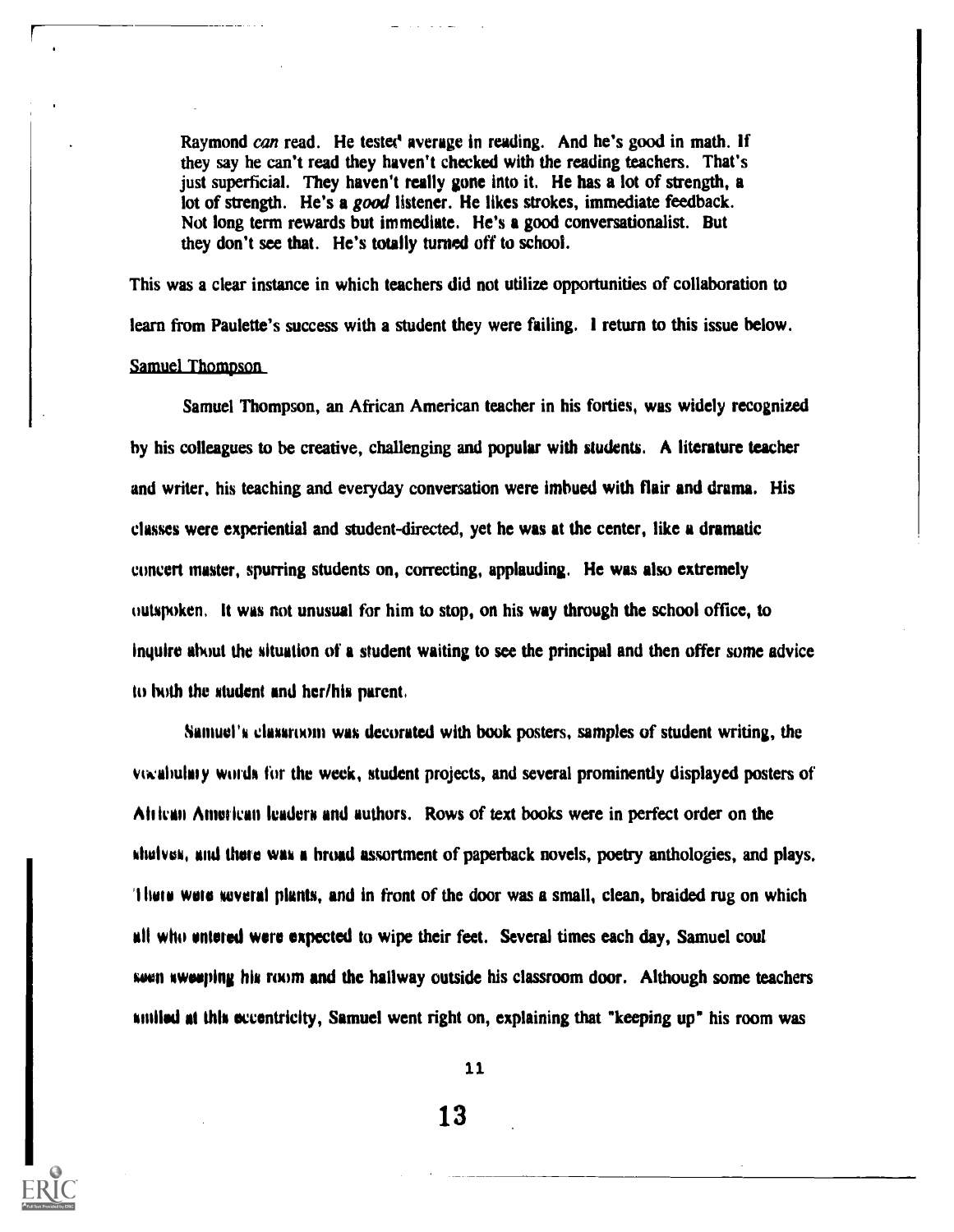> Raymond *can* read. He tested average in reading. And he's good in math. If they say he can't read they haven't checked with the reading teachers. That's just superficial. They haven't really gone into it. He has a lot of strength, a lot of strength. He's a *good* listener. He likes strokes, immediate feedback. Not long term rewards but immediate. He's a good conversationalist. But they don't see that. He's totally turned off to school.

This was a clear instance in which teachers did not utilize opportunities of collaboration to learn from Paulette's success with a student they were failing. I return to this issue below.

Samuel Thompson

Samuel Thompson, an African American teacher in his forties, was widely recognized by his colleagues to be creative, challenging and popular with students. A literature teacher and writer, his teaching and everyday conversation were imbued with flair and drama. His classes were experiential and student-directed, yet he was at the center, like a dramatic concert master, spurring students on, correcting, applauding. He was also extremely outspoken. It was not unusual for him to stop, on his way through the school office, to inquire about the situation of a student waiting to see the principal and then offer some advice to both the student and her/his parent.

Samuel's classroom was decorated with book posters, samples of student writing, the vocabulary words for the week, student projects, and several prominently displayed posters of African American leaders and authors. Rows of text books were in perfect order on the shelves, and there was a broad assortment of paperback novels, poetry anthologies, and plays. There were several plants, and in front of the door was a small, clean, braided rug on which all who entered were expected to wipe their feet. Several times each day, Samuel coul seen sweeping his room and the hallway outside his classroom door. Although some teachers smiled at this eccentricity, Samuel went right on, explaining that "keeping up" his room was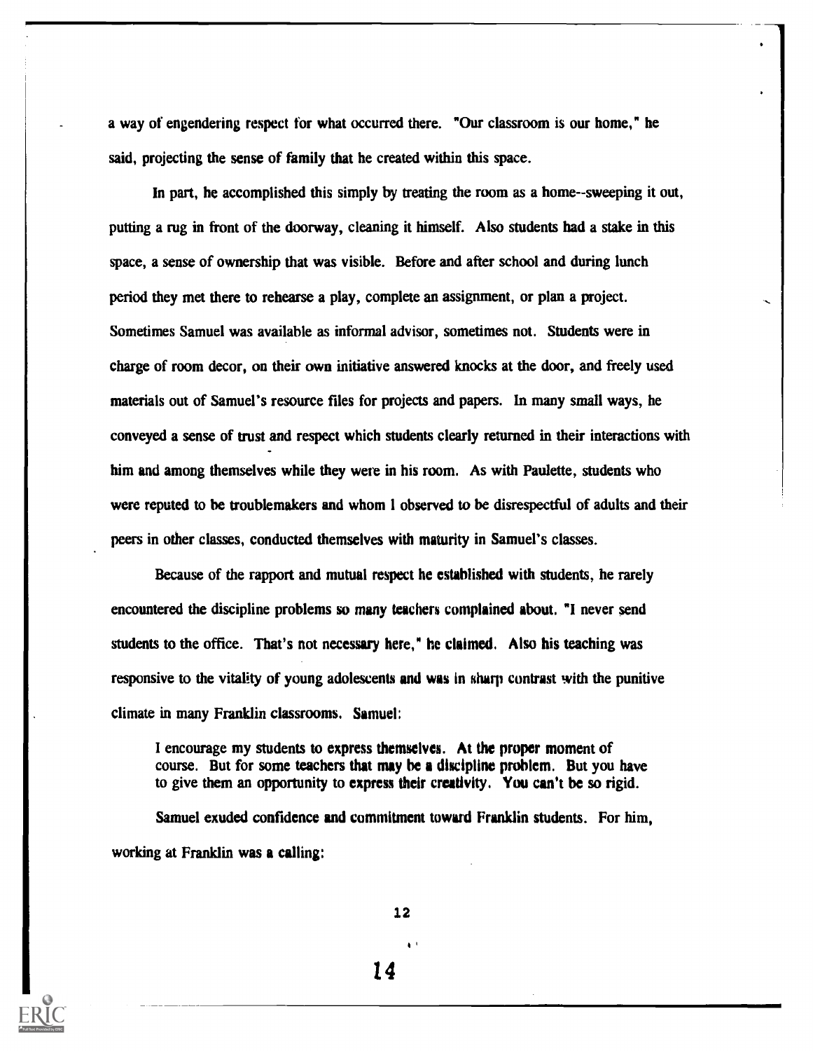a way of engendering respect for what occurred there. "Our classroom is our home," he said, projecting the sense of family that he created within this space.

In part, he accomplished this simply by treating the room as a home--sweeping it out, putting a rug in front of the doorway, cleaning it himself. Also students had a stake in this space, a sense of ownership that was visible. Before and after school and during lunch period they met there to rehearse a play, complete an assignment, or plan a project. Sometimes Samuel was available as informal advisor, sometimes not. Students were in charge of room decor, on their own initiative answered knocks at the door, and freely used materials out of Samuel's resource files for projects and papers. In many small ways, he conveyed a sense of trust and respect which students clearly returned in their interactions with him and among themselves while they were in his room. As with Paulette, students who were reputed to be troublemakers and whom I observed to be disrespectful of adults and their peers in other classes, conducted themselves with maturity in Samuel's classes.

Because of the rapport and mutual respect he established with students, he rarely encountered the discipline problems so many teachers complained about. "I never send students to the office. That's not necessary here," he claimed. Also his teaching was responsive to the vitality of young adolescents and was in sharp contrast with the punitive climate in many Franklin classrooms. Samuel:

> I encourage my students to express themselves. At the proper moment of course. But for some teachers that may be a discipline problem. But you have to give them an opportunity to express their creativity. You can't be so rigid.

Samuel exuded confidence and commitment toward Franklin students. For him, working at Franklin was a calling: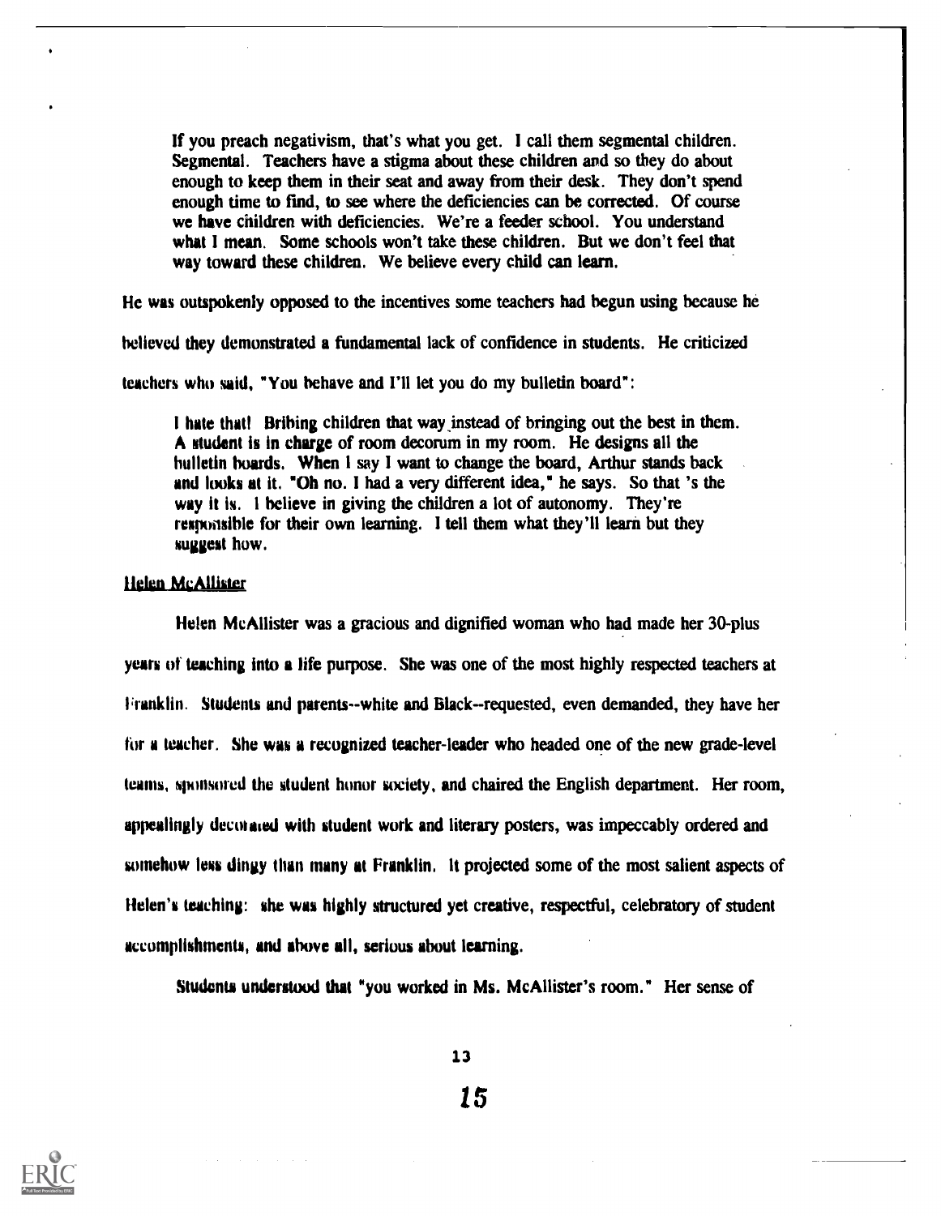> If you preach negativism, that's what you get. I call them segmental children. Segmental. Teachers have a stigma about these children and so they do about enough to keep them in their seat and away from their desk. They don't spend enough time to find, to see where the deficiencies can be corrected. Of course we have children with deficiencies. We're a feeder school. You understand what I mean. Some schools won't take these children. But we don't feel that way toward these children. We believe every child can learn.

He was outspokenly opposed to the incentives some teachers had begun using because he believed they demonstrated a fundamental lack of confidence in students. He criticized teachers who said, "You behave and I'll let you do my bulletin board":

> I hate that! Bribing children that way instead of bringing out the best in them. A student is in charge of room decorum in my room. He designs all the bulletin boards. When I say I want to change the board, Arthur stands back and looks at it. "Oh no. I had a very different idea," he says. So that 's the way it is. I believe in giving the children a lot of autonomy. They're responsible for their own learning. I tell them what they'll learn but they suggest how.

### Helen McAllister

Helen McAllister was a gracious and dignified woman who had made her 30-plus years of teaching into a life purpose. She was one of the most highly respected teachers at Franklin. Students and parents--white and Black--requested, even demanded, they have her for a teacher. She was a recognized teacher-leader who headed one of the new grade-level teams, sponsored the student honor society, and chaired the English department. Her room, appealingly decorated with student work and literary posters, was impeccably ordered and somehow less dingy than many at Franklin. It projected some of the most salient aspects of Helen's teaching: she was highly structured yet creative, respectful, celebratory of student accomplishments, and above all, serious about learning.

Students understood that "you worked in Ms. McAllister's room." Her sense of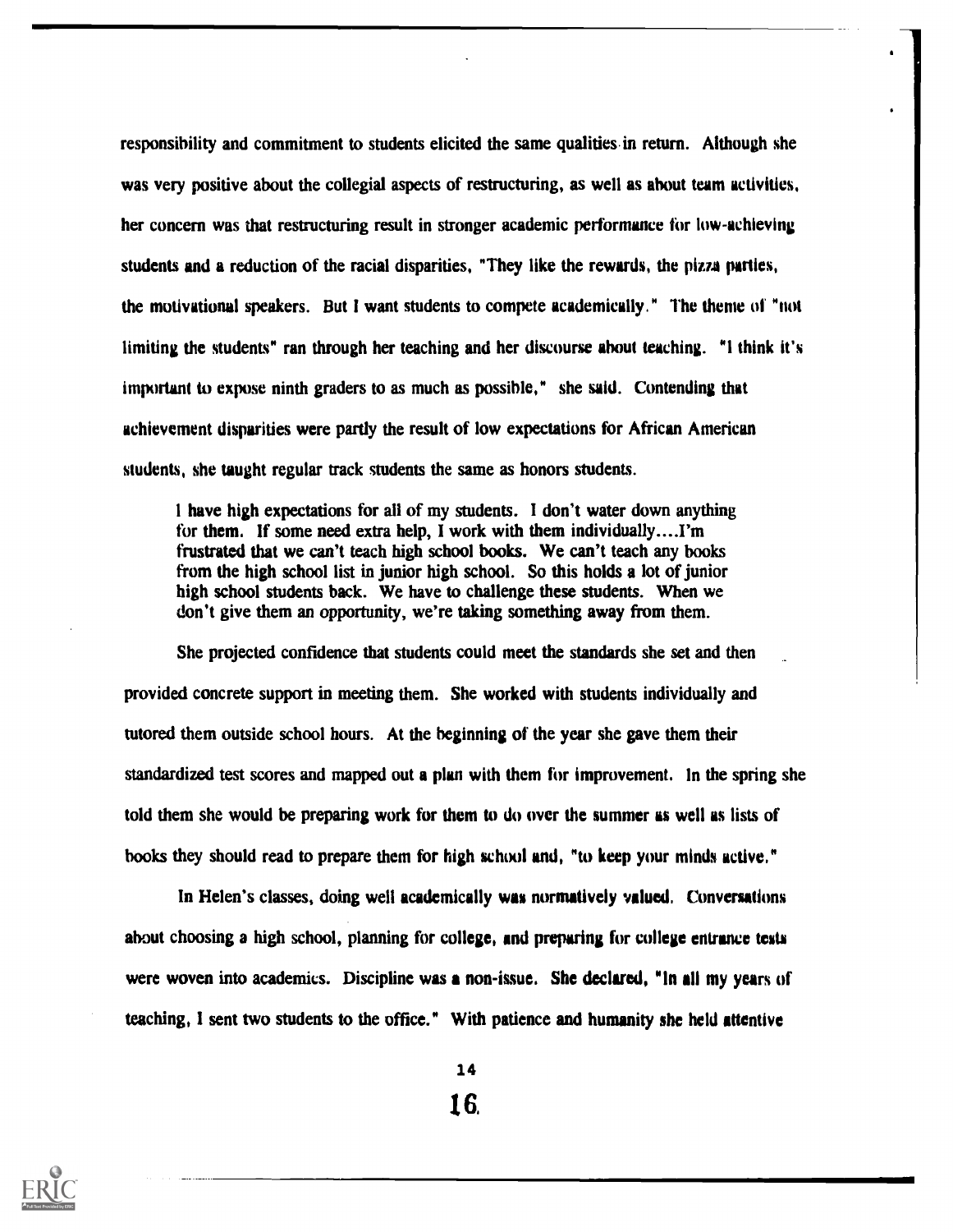responsibility and commitment to students elicited the same qualities in return. Although she was very positive about the collegial aspects of restructuring, as well as about team activities, her concern was that restructuring result in stronger academic performance for low-achieving students and a reduction of the racial disparities, "They like the rewards, the pizza parties, the motivational speakers. But I want students to compete academically." The theme of "not limiting the students" ran through her teaching and her discourse about teaching. "I think it's important to expose ninth graders to as much as possible," she said. Contending that achievement disparities were partly the result of low expectations for African American students, she taught regular track students the same as honors students.

> I have high expectations for all of my students. I don't water down anything for them. If some need extra help, I work with them individually....I'm frustrated that we can't teach high school books. We can't teach any books from the high school list in junior high school. So this holds a lot of junior high school students back. We have to challenge these students. When we don't give them an opportunity, we're taking something away from them.

She projected confidence that students could meet the standards she set and then provided concrete support in meeting them. She worked with students individually and tutored them outside school hours. At the beginning of the year she gave them their standardized test scores and mapped out a plan with them for improvement. In the spring she told them she would be preparing work for them to do over the summer as well as lists of books they should read to prepare them for high school and, "to keep your minds active."

In Helen's classes, doing well academically was normatively valued. Conversations about choosing a high school, planning for college, and preparing for college entrance tests were woven into academics. Discipline was a non-issue. She declared, "In all my years of teaching, I sent two students to the office." With patience and humanity she held attentive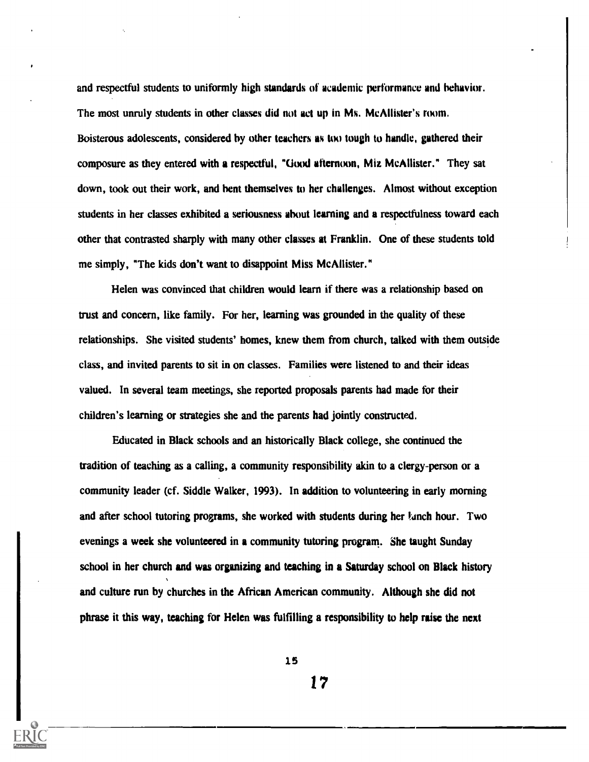and respectful students to uniformly high standards of academic performance and behavior. The most unruly students in other classes did not act up in Ms. McAllister's room. Boisterous adolescents, considered by other teachers as too tough to handle, gathered their composure as they entered with a respectful, "Good afternoon, Miz McAllister." They sat down, took out their work, and bent themselves to her challenges. Almost without exception students in her classes exhibited a seriousness about learning and a respectfulness toward each other that contrasted sharply with many other classes at Franklin. One of these students told me simply, "The kids don't want to disappoint Miss McAllister."

Helen was convinced that children would learn if there was a relationship based on trust and concern, like family. For her, learning was grounded in the quality of these relationships. She visited students' homes, knew them from church, talked with them outside class, and invited parents to sit in on classes. Families were listened to and their ideas valued. In several team meetings, she reported proposals parents had made for their children's learning or strategies she and the parents had jointly constructed.

Educated in Black schools and an historically Black college, she continued the tradition of teaching as a calling, a community responsibility akin to a clergy-person or a community leader (cf. Siddle Walker, 1993). In addition to volunteering in early morning and after school tutoring programs, she worked with students during her lunch hour. Two evenings a week she volunteered in a community tutoring program. She taught Sunday school in her church and was organizing and teaching in a Saturday school on Black history and culture run by churches in the African American community. Although she did not phrase it this way, teaching for Helen was fulfilling a responsibility to help raise the next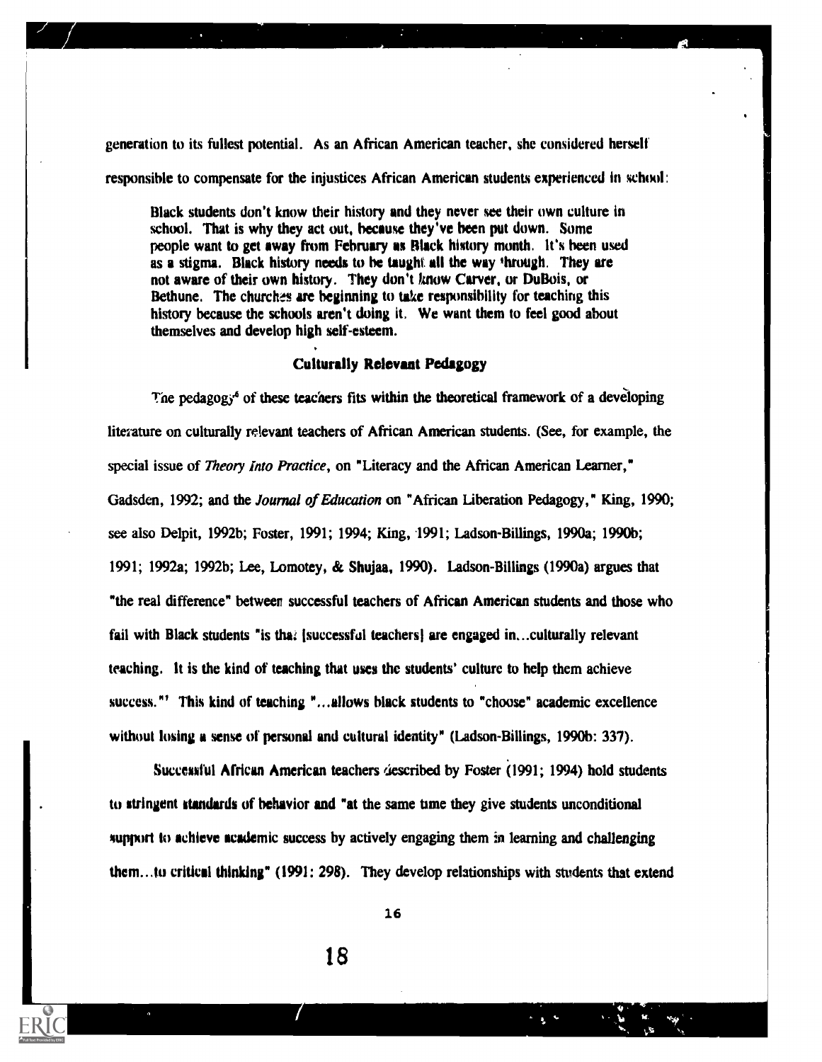generation to its fullest potential. As an African American teacher, she considered herself responsible to compensate for the injustices African American students experienced in school:

> Black students don't know their history and they never see their own culture in school. That is why they act out, because they've been put down. Some people want to get away from February as Black history month. It's been used as a stigma. Black history needs to be taught all the way through. They are not aware of their own history. They don't know Carver, or DuBois, or Bethune. The churches are beginning to take responsibility for teaching this history because the schools aren't doing it. We want them to feel good about themselves and develop high self-esteem.

## Culturally Relevant Pedagogy

The pedagogy[6] of these teachers fits within the theoretical framework of a developing literature on culturally relevant teachers of African American students. (See, for example, the special issue of *Theory Into Practice*, on "Literacy and the African American Learner," Gadsden, 1992; and the *Journal of Education* on "African Liberation Pedagogy," King, 1990; see also Delpit, 1992b; Foster, 1991; 1994; King, 1991; Ladson-Billings, 1990a; 1990b; 1991; 1992a; 1992b; Lee, Lomotey, & Shujaa, 1990). Ladson-Billings (1990a) argues that "the real difference" between successful teachers of African American students and those who fail with Black students "is that [successful teachers] are engaged in...culturally relevant teaching. It is the kind of teaching that uses the students' culture to help them achieve success."[7] This kind of teaching "...allows black students to "choose" academic excellence without losing a sense of personal and cultural identity" (Ladson-Billings, 1990b: 337).

Successful African American teachers described by Foster (1991; 1994) hold students to stringent standards of behavior and "at the same time they give students unconditional support to achieve academic success by actively engaging them in learning and challenging them...to critical thinking" (1991: 298). They develop relationships with students that extend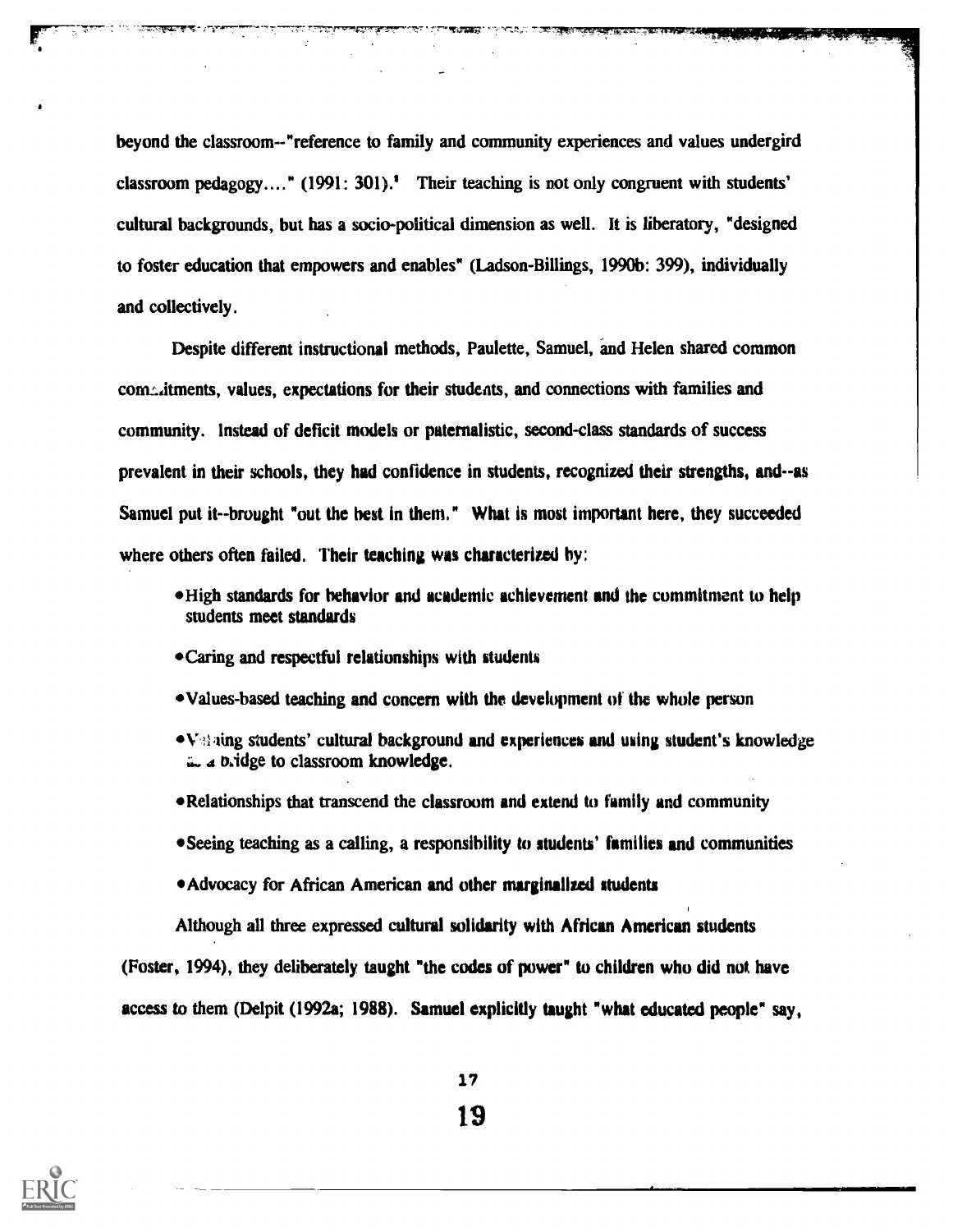beyond the classroom--"reference to family and community experiences and values undergird classroom pedagogy...." (1991: 301).[1] Their teaching is not only congruent with students' cultural backgrounds, but has a socio-political dimension as well. It is liberatory, "designed to foster education that empowers and enables" (Ladson-Billings, 1990b: 399), individually and collectively.

Despite different instructional methods, Paulette, Samuel, and Helen shared common commitments, values, expectations for their students, and connections with families and community. Instead of deficit models or paternalistic, second-class standards of success prevalent in their schools, they had confidence in students, recognized their strengths, and--as Samuel put it--brought "out the best in them." What is most important here, they succeeded where others often failed. Their teaching was characterized by:

- High standards for behavior and academic achievement and the commitment to help students meet standards
- Caring and respectful relationships with students
- Values-based teaching and concern with the development of the whole person
- Valuing students' cultural background and experiences and using student's knowledge as a bridge to classroom knowledge.
- Relationships that transcend the classroom and extend to family and community
- Seeing teaching as a calling, a responsibility to students' families and communities
- Advocacy for African American and other marginalized students

Although all three expressed cultural solidarity with African American students (Foster, 1994), they deliberately taught "the codes of power" to children who did not have access to them (Delpit (1992a; 1988). Samuel explicitly taught "what educated people" say,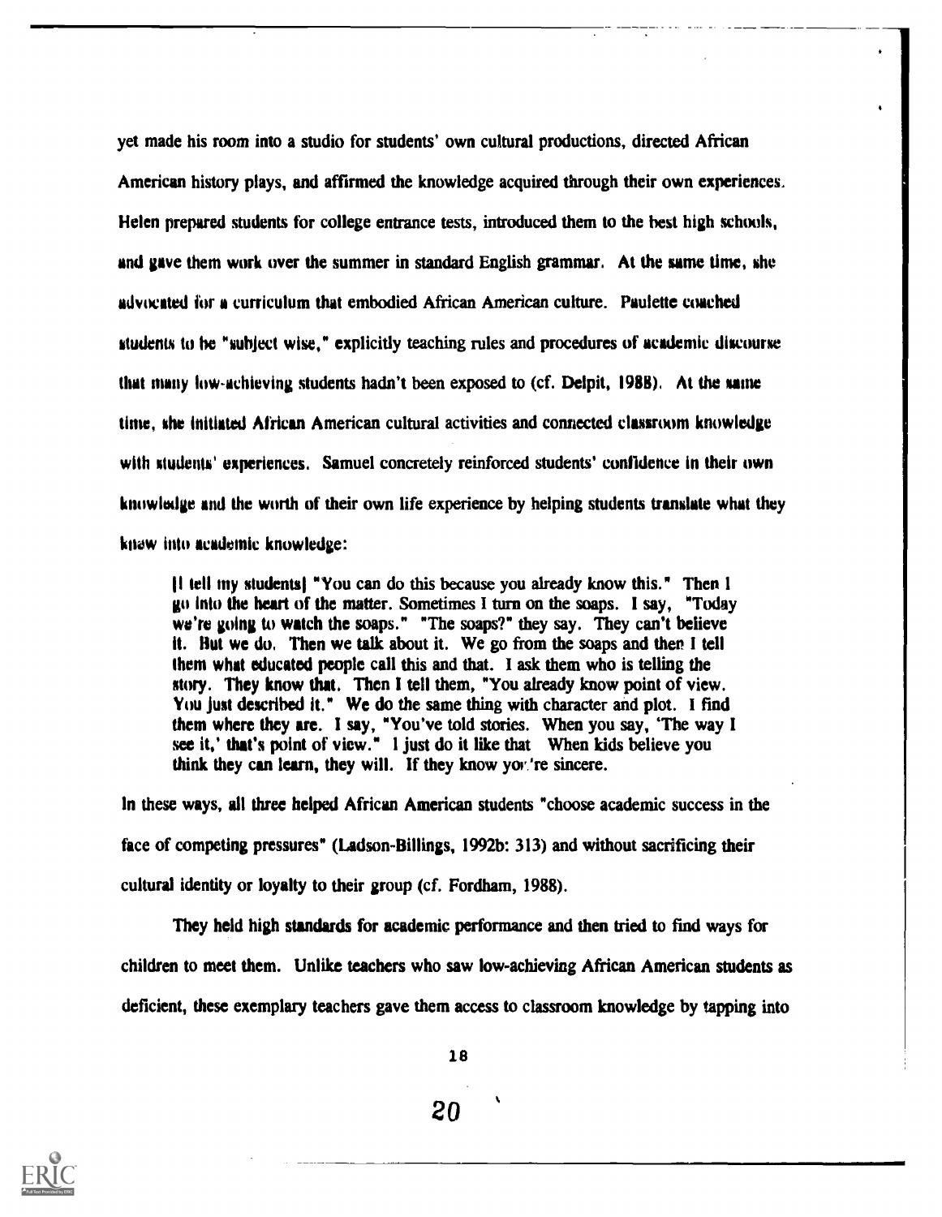yet made his room into a studio for students' own cultural productions, directed African American history plays, and affirmed the knowledge acquired through their own experiences. Helen prepared students for college entrance tests, introduced them to the best high schools, and gave them work over the summer in standard English grammar. At the same time, she advocated for a curriculum that embodied African American culture. Paulette coached students to be "subject wise," explicitly teaching rules and procedures of academic discourse that many low-achieving students hadn't been exposed to (cf. Delpit, 1988). At the same time, she initiated African American cultural activities and connected classroom knowledge with students' experiences. Samuel concretely reinforced students' confidence in their own knowledge and the worth of their own life experience by helping students translate what they knew into academic knowledge:

> [I tell my students] "You can do this because you already know this." Then I go into the heart of the matter. Sometimes I turn on the soaps. I say, "Today we're going to watch the soaps." "The soaps?" they say. They can't believe it. But we do. Then we talk about it. We go from the soaps and then I tell them what educated people call this and that. I ask them who is telling the story. They know that. Then I tell them, "You already know point of view. You just described it." We do the same thing with character and plot. I find them where they are. I say, "You've told stories. When you say, 'The way I see it,' that's point of view." I just do it like that When kids believe you think they can learn, they will. If they know you're sincere.

In these ways, all three helped African American students "choose academic success in the face of competing pressures" (Ladson-Billings, 1992b: 313) and without sacrificing their cultural identity or loyalty to their group (cf. Fordham, 1988).

They held high standards for academic performance and then tried to find ways for children to meet them. Unlike teachers who saw low-achieving African American students as deficient, these exemplary teachers gave them access to classroom knowledge by tapping into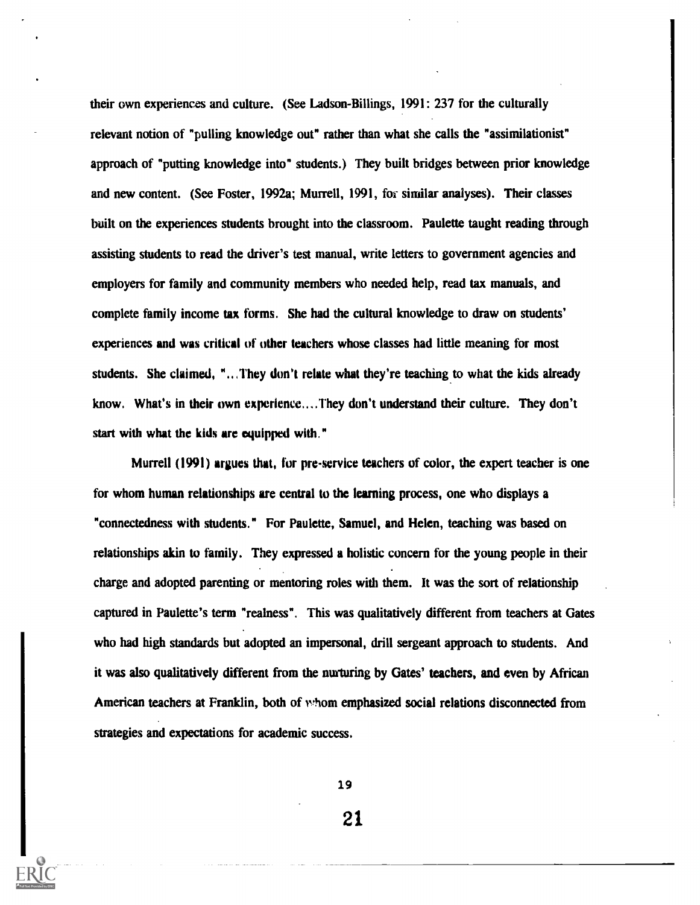their own experiences and culture. (See Ladson-Billings, 1991: 237 for the culturally relevant notion of "pulling knowledge out" rather than what she calls the "assimilationist" approach of "putting knowledge into" students.) They built bridges between prior knowledge and new content. (See Foster, 1992a; Murrell, 1991, for similar analyses). Their classes built on the experiences students brought into the classroom. Paulette taught reading through assisting students to read the driver's test manual, write letters to government agencies and employers for family and community members who needed help, read tax manuals, and complete family income tax forms. She had the cultural knowledge to draw on students' experiences and was critical of other teachers whose classes had little meaning for most students. She claimed, "...They don't relate what they're teaching to what the kids already know. What's in their own experience....They don't understand their culture. They don't start with what the kids are equipped with."

Murrell (1991) argues that, for pre-service teachers of color, the expert teacher is one for whom human relationships are central to the learning process, one who displays a "connectedness with students." For Paulette, Samuel, and Helen, teaching was based on relationships akin to family. They expressed a holistic concern for the young people in their charge and adopted parenting or mentoring roles with them. It was the sort of relationship captured in Paulette's term "realness". This was qualitatively different from teachers at Gates who had high standards but adopted an impersonal, drill sergeant approach to students. And it was also qualitatively different from the nurturing by Gates' teachers, and even by African American teachers at Franklin, both of whom emphasized social relations disconnected from strategies and expectations for academic success.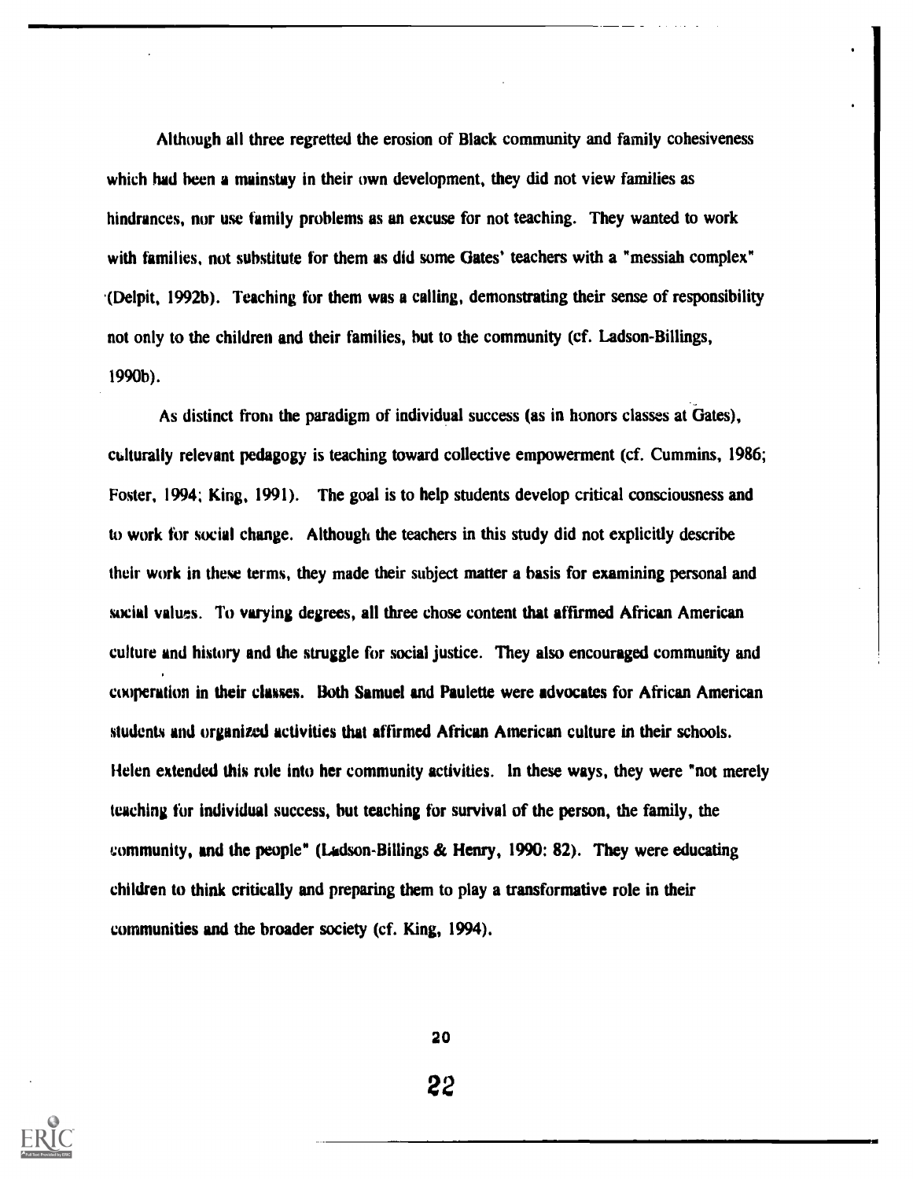Although all three regretted the erosion of Black community and family cohesiveness which had been a mainstay in their own development, they did not view families as hindrances, nor use family problems as an excuse for not teaching. They wanted to work with families, not substitute for them as did some Gates' teachers with a "messiah complex" (Delpit, 1992b). Teaching for them was a calling, demonstrating their sense of responsibility not only to the children and their families, but to the community (cf. Ladson-Billings, 1990b).

As distinct from the paradigm of individual success (as in honors classes at Gates), culturally relevant pedagogy is teaching toward collective empowerment (cf. Cummins, 1986; Foster, 1994; King, 1991). The goal is to help students develop critical consciousness and to work for social change. Although the teachers in this study did not explicitly describe their work in these terms, they made their subject matter a basis for examining personal and social values. To varying degrees, all three chose content that affirmed African American culture and history and the struggle for social justice. They also encouraged community and cooperation in their classes. Both Samuel and Paulette were advocates for African American students and organized activities that affirmed African American culture in their schools. Helen extended this role into her community activities. In these ways, they were "not merely teaching for individual success, but teaching for survival of the person, the family, the community, and the people" (Ladson-Billings & Henry, 1990: 82). They were educating children to think critically and preparing them to play a transformative role in their communities and the broader society (cf. King, 1994).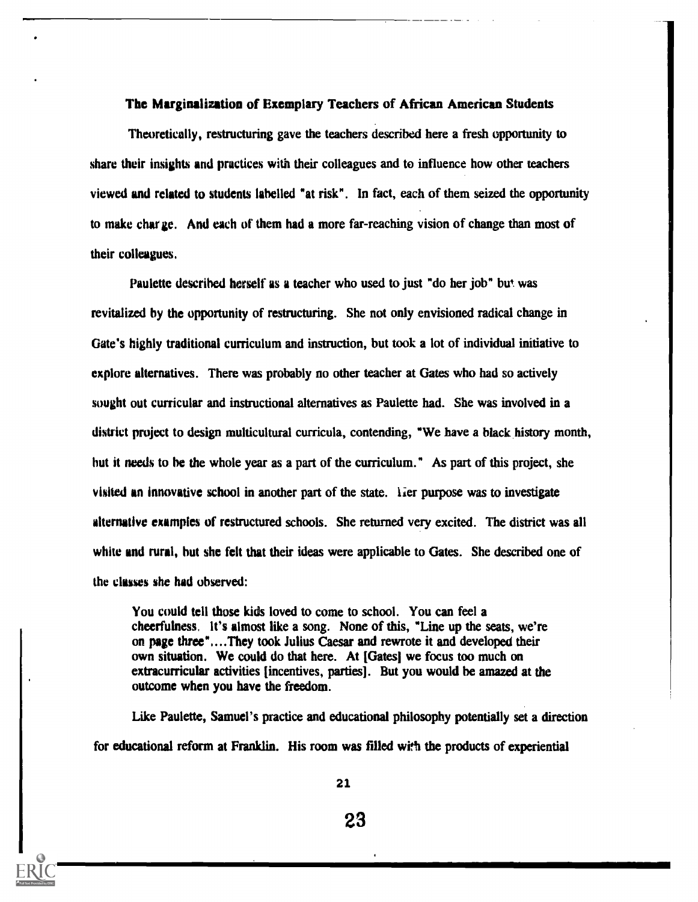### The Marginalization of Exemplary Teachers of African American Students

Theoretically, restructuring gave the teachers described here a fresh opportunity to share their insights and practices with their colleagues and to influence how other teachers viewed and related to students labelled "at risk". In fact, each of them seized the opportunity to make change. And each of them had a more far-reaching vision of change than most of their colleagues.

Paulette described herself as a teacher who used to just "do her job" but was revitalized by the opportunity of restructuring. She not only envisioned radical change in Gate's highly traditional curriculum and instruction, but took a lot of individual initiative to explore alternatives. There was probably no other teacher at Gates who had so actively sought out curricular and instructional alternatives as Paulette had. She was involved in a district project to design multicultural curricula, contending, "We have a black history month, but it needs to be the whole year as a part of the curriculum." As part of this project, she visited an innovative school in another part of the state. Her purpose was to investigate alternative examples of restructured schools. She returned very excited. The district was all white and rural, but she felt that their ideas were applicable to Gates. She described one of the classes she had observed:

> You could tell those kids loved to come to school. You can feel a cheerfulness. It's almost like a song. None of this, "Line up the seats, we're on page three"....They took Julius Caesar and rewrote it and developed their own situation. We could do that here. At [Gates] we focus too much on extracurricular activities [incentives, parties]. But you would be amazed at the outcome when you have the freedom.

Like Paulette, Samuel's practice and educational philosophy potentially set a direction for educational reform at Franklin. His room was filled with the products of experiential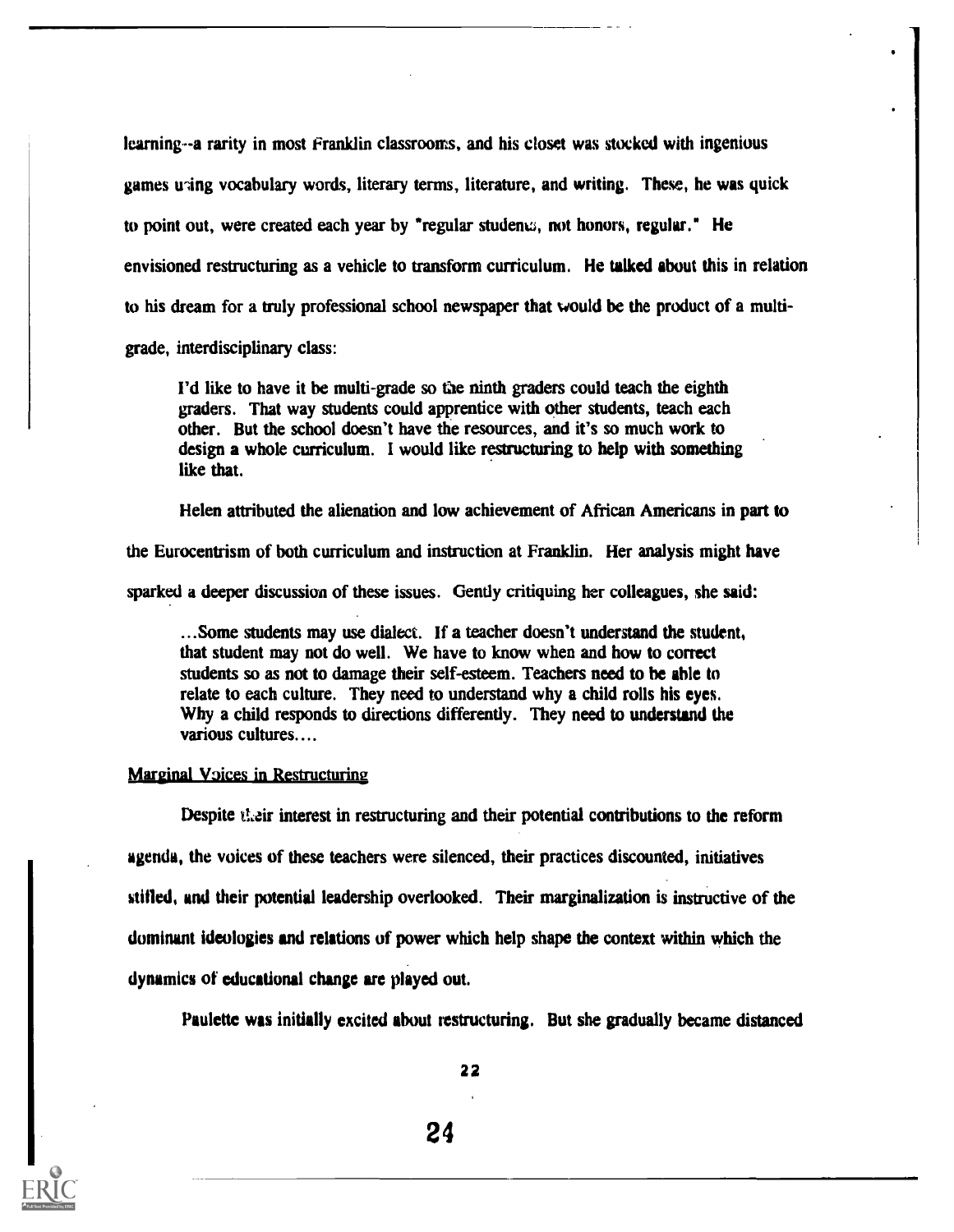learning--a rarity in most Franklin classrooms, and his closet was stocked with ingenious games using vocabulary words, literary terms, literature, and writing. These, he was quick to point out, were created each year by "regular students, not honors, regular." He envisioned restructuring as a vehicle to transform curriculum. He talked about this in relation to his dream for a truly professional school newspaper that would be the product of a multi-grade, interdisciplinary class:

> I'd like to have it be multi-grade so the ninth graders could teach the eighth graders. That way students could apprentice with other students, teach each other. But the school doesn't have the resources, and it's so much work to design a whole curriculum. I would like restructuring to help with something like that.

Helen attributed the alienation and low achievement of African Americans in part to the Eurocentrism of both curriculum and instruction at Franklin. Her analysis might have sparked a deeper discussion of these issues. Gently critiquing her colleagues, she said:

> ...Some students may use dialect. If a teacher doesn't understand the student, that student may not do well. We have to know when and how to correct students so as not to damage their self-esteem. Teachers need to be able to relate to each culture. They need to understand why a child rolls his eyes. Why a child responds to directions differently. They need to understand the various cultures....

<u>Marginal Voices in Restructuring</u>

Despite their interest in restructuring and their potential contributions to the reform agenda, the voices of these teachers were silenced, their practices discounted, initiatives stifled, and their potential leadership overlooked. Their marginalization is instructive of the dominant ideologies and relations of power which help shape the context within which the dynamics of educational change are played out.

Paulette was initially excited about restructuring. But she gradually became distanced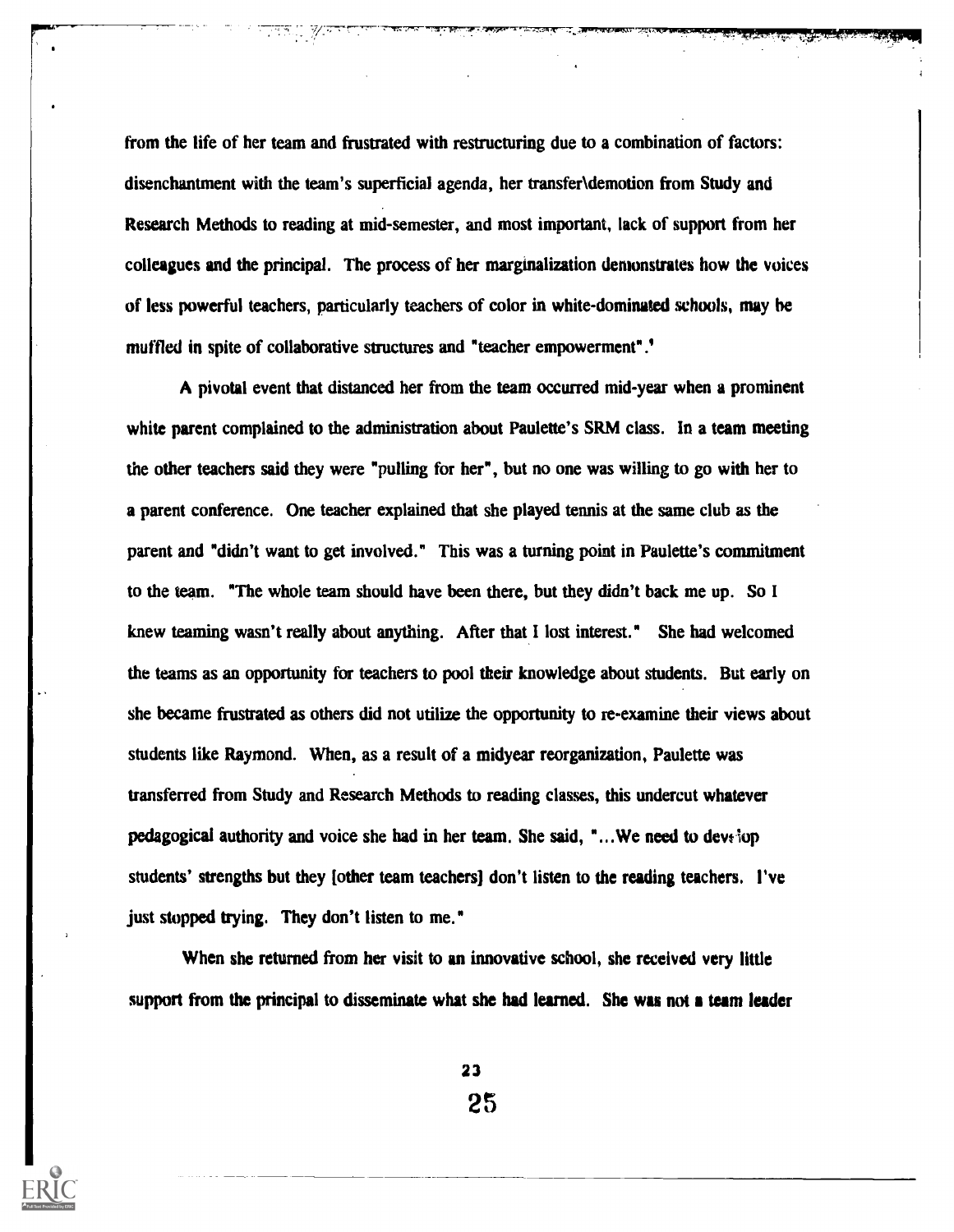from the life of her team and frustrated with restructuring due to a combination of factors: disenchantment with the team's superficial agenda, her transfer\demotion from Study and Research Methods to reading at mid-semester, and most important, lack of support from her colleagues and the principal. The process of her marginalization demonstrates how the voices of less powerful teachers, particularly teachers of color in white-dominated schools, may be muffled in spite of collaborative structures and "teacher empowerment".[4]

A pivotal event that distanced her from the team occurred mid-year when a prominent white parent complained to the administration about Paulette's SRM class. In a team meeting the other teachers said they were "pulling for her", but no one was willing to go with her to a parent conference. One teacher explained that she played tennis at the same club as the parent and "didn't want to get involved." This was a turning point in Paulette's commitment to the team. "The whole team should have been there, but they didn't back me up. So I knew teaming wasn't really about anything. After that I lost interest." She had welcomed the teams as an opportunity for teachers to pool their knowledge about students. But early on she became frustrated as others did not utilize the opportunity to re-examine their views about students like Raymond. When, as a result of a midyear reorganization, Paulette was transferred from Study and Research Methods to reading classes, this undercut whatever pedagogical authority and voice she had in her team. She said, "...We need to develop students' strengths but they [other team teachers] don't listen to the reading teachers. I've just stopped trying. They don't listen to me."

When she returned from her visit to an innovative school, she received very little support from the principal to disseminate what she had learned. She was not a team leader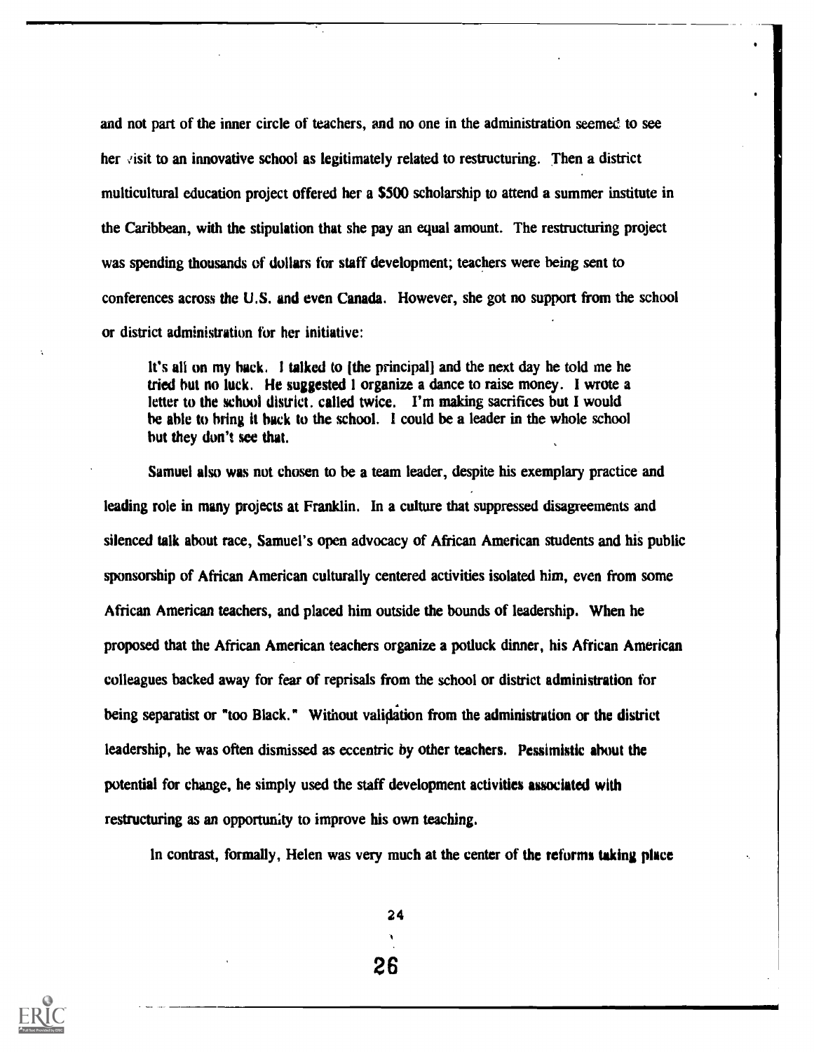and not part of the inner circle of teachers, and no one in the administration seemed to see her visit to an innovative school as legitimately related to restructuring. Then a district multicultural education project offered her a $500 scholarship to attend a summer institute in the Caribbean, with the stipulation that she pay an equal amount. The restructuring project was spending thousands of dollars for staff development; teachers were being sent to conferences across the U.S. and even Canada. However, she got no support from the school or district administration for her initiative:

> It's all on my back. I talked to [the principal] and the next day he told me he tried but no luck. He suggested I organize a dance to raise money. I wrote a letter to the school district. called twice. I'm making sacrifices but I would be able to bring it back to the school. I could be a leader in the whole school but they don't see that.

Samuel also was not chosen to be a team leader, despite his exemplary practice and leading role in many projects at Franklin. In a culture that suppressed disagreements and silenced talk about race, Samuel's open advocacy of African American students and his public sponsorship of African American culturally centered activities isolated him, even from some African American teachers, and placed him outside the bounds of leadership. When he proposed that the African American teachers organize a potluck dinner, his African American colleagues backed away for fear of reprisals from the school or district administration for being separatist or "too Black." Without validation from the administration or the district leadership, he was often dismissed as eccentric by other teachers. Pessimistic about the potential for change, he simply used the staff development activities associated with restructuring as an opportunity to improve his own teaching.

In contrast, formally, Helen was very much at the center of the reforms taking place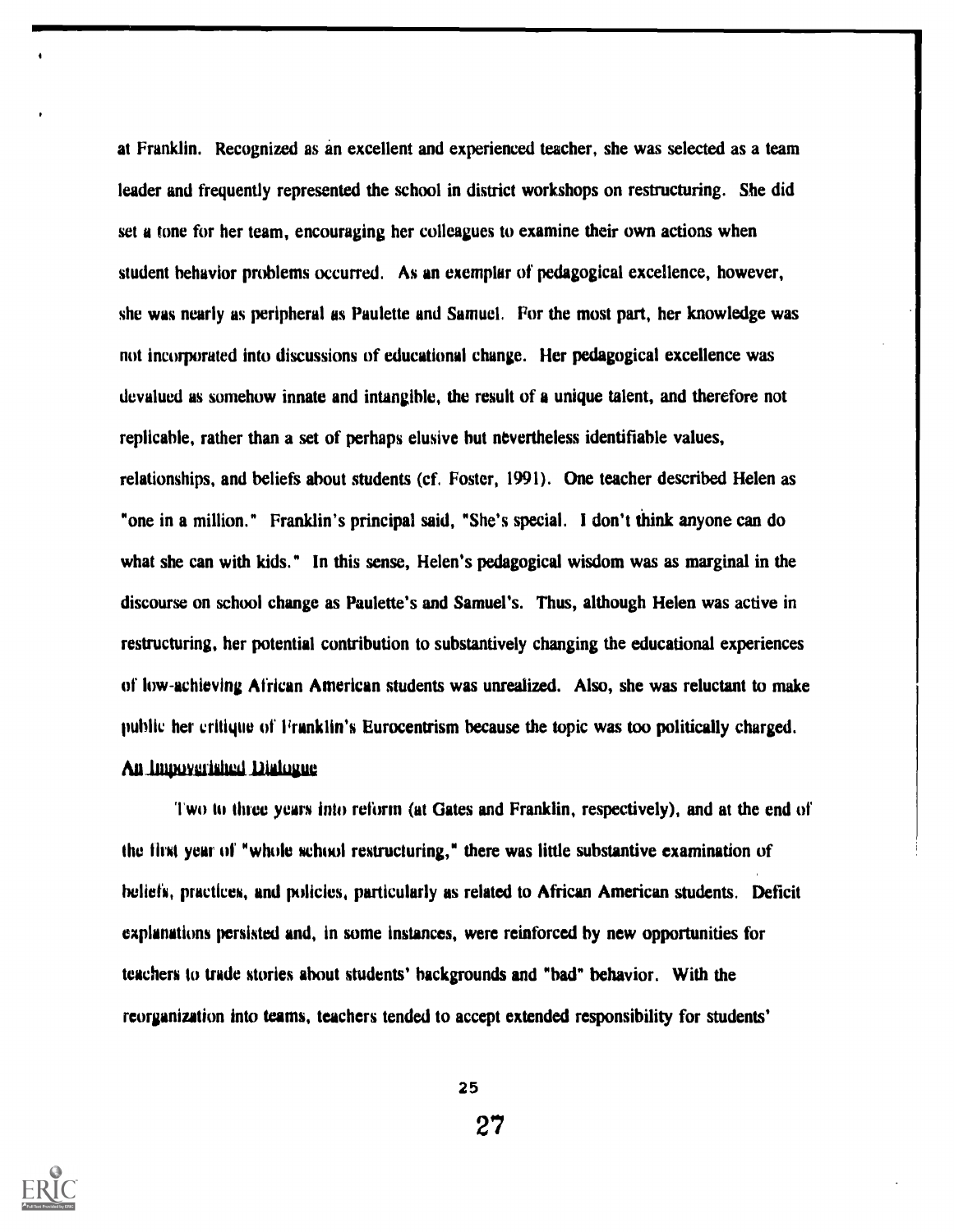at Franklin. Recognized as an excellent and experienced teacher, she was selected as a team leader and frequently represented the school in district workshops on restructuring. She did set a tone for her team, encouraging her colleagues to examine their own actions when student behavior problems occurred. As an exemplar of pedagogical excellence, however, she was nearly as peripheral as Paulette and Samuel. For the most part, her knowledge was not incorporated into discussions of educational change. Her pedagogical excellence was devalued as somehow innate and intangible, the result of a unique talent, and therefore not replicable, rather than a set of perhaps elusive but nevertheless identifiable values, relationships, and beliefs about students (cf. Foster, 1991). One teacher described Helen as "one in a million." Franklin's principal said, "She's special. I don't think anyone can do what she can with kids." In this sense, Helen's pedagogical wisdom was as marginal in the discourse on school change as Paulette's and Samuel's. Thus, although Helen was active in restructuring, her potential contribution to substantively changing the educational experiences of low-achieving African American students was unrealized. Also, she was reluctant to make public her critique of Franklin's Eurocentrism because the topic was too politically charged.

## An Impoverished Dialogue

Two to three years into reform (at Gates and Franklin, respectively), and at the end of the first year of "whole school restructuring," there was little substantive examination of beliefs, practices, and policies, particularly as related to African American students. Deficit explanations persisted and, in some instances, were reinforced by new opportunities for teachers to trade stories about students' backgrounds and "bad" behavior. With the reorganization into teams, teachers tended to accept extended responsibility for students'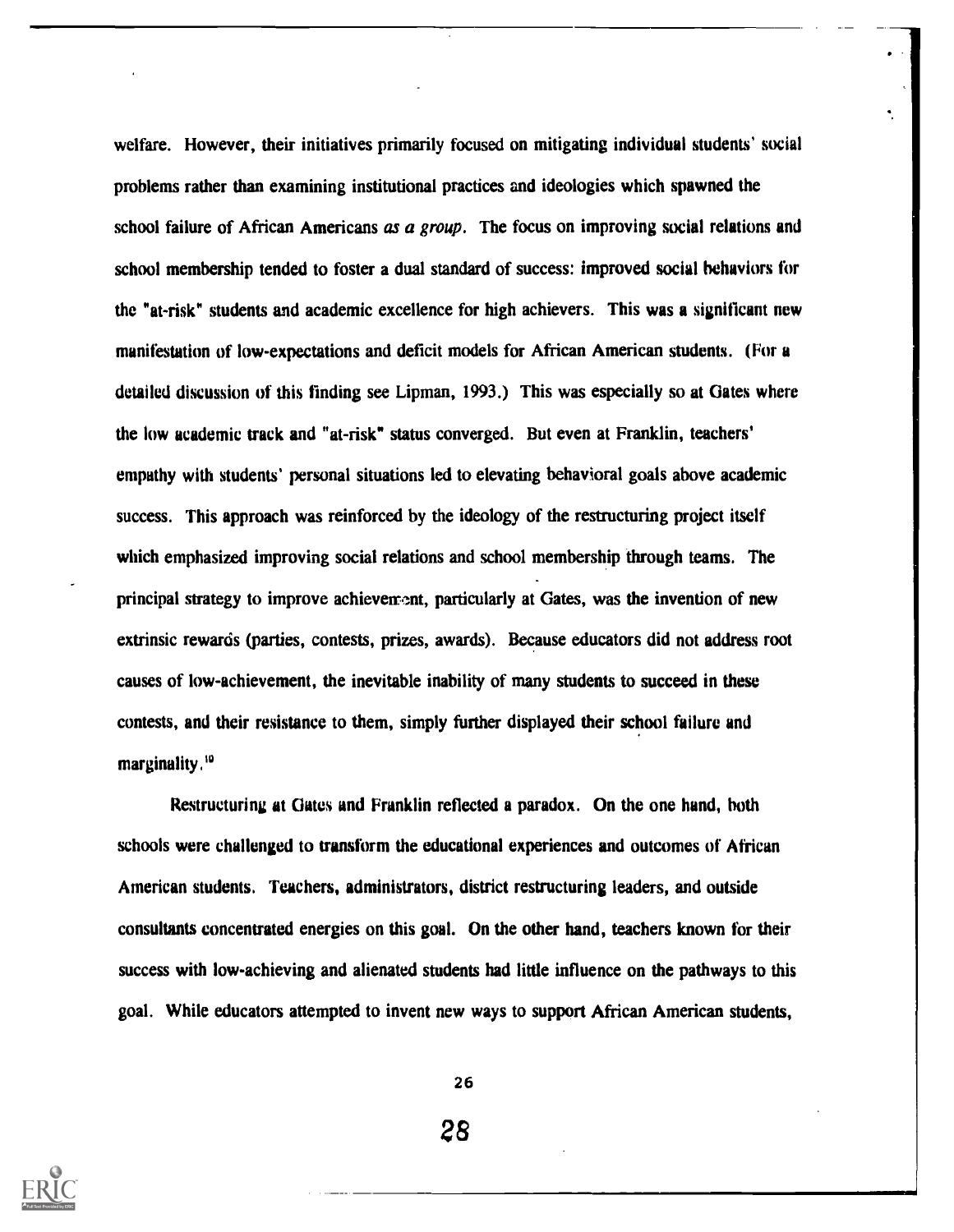welfare. However, their initiatives primarily focused on mitigating individual students' social problems rather than examining institutional practices and ideologies which spawned the school failure of African Americans *as a group*. The focus on improving social relations and school membership tended to foster a dual standard of success: improved social behaviors for the "at-risk" students and academic excellence for high achievers. This was a significant new manifestation of low-expectations and deficit models for African American students. (For a detailed discussion of this finding see Lipman, 1993.) This was especially so at Gates where the low academic track and "at-risk" status converged. But even at Franklin, teachers' empathy with students' personal situations led to elevating behavioral goals above academic success. This approach was reinforced by the ideology of the restructuring project itself which emphasized improving social relations and school membership through teams. The principal strategy to improve achievement, particularly at Gates, was the invention of new extrinsic rewards (parties, contests, prizes, awards). Because educators did not address root causes of low-achievement, the inevitable inability of many students to succeed in these contests, and their resistance to them, simply further displayed their school failure and marginality.[10]

Restructuring at Gates and Franklin reflected a paradox. On the one hand, both schools were challenged to transform the educational experiences and outcomes of African American students. Teachers, administrators, district restructuring leaders, and outside consultants concentrated energies on this goal. On the other hand, teachers known for their success with low-achieving and alienated students had little influence on the pathways to this goal. While educators attempted to invent new ways to support African American students,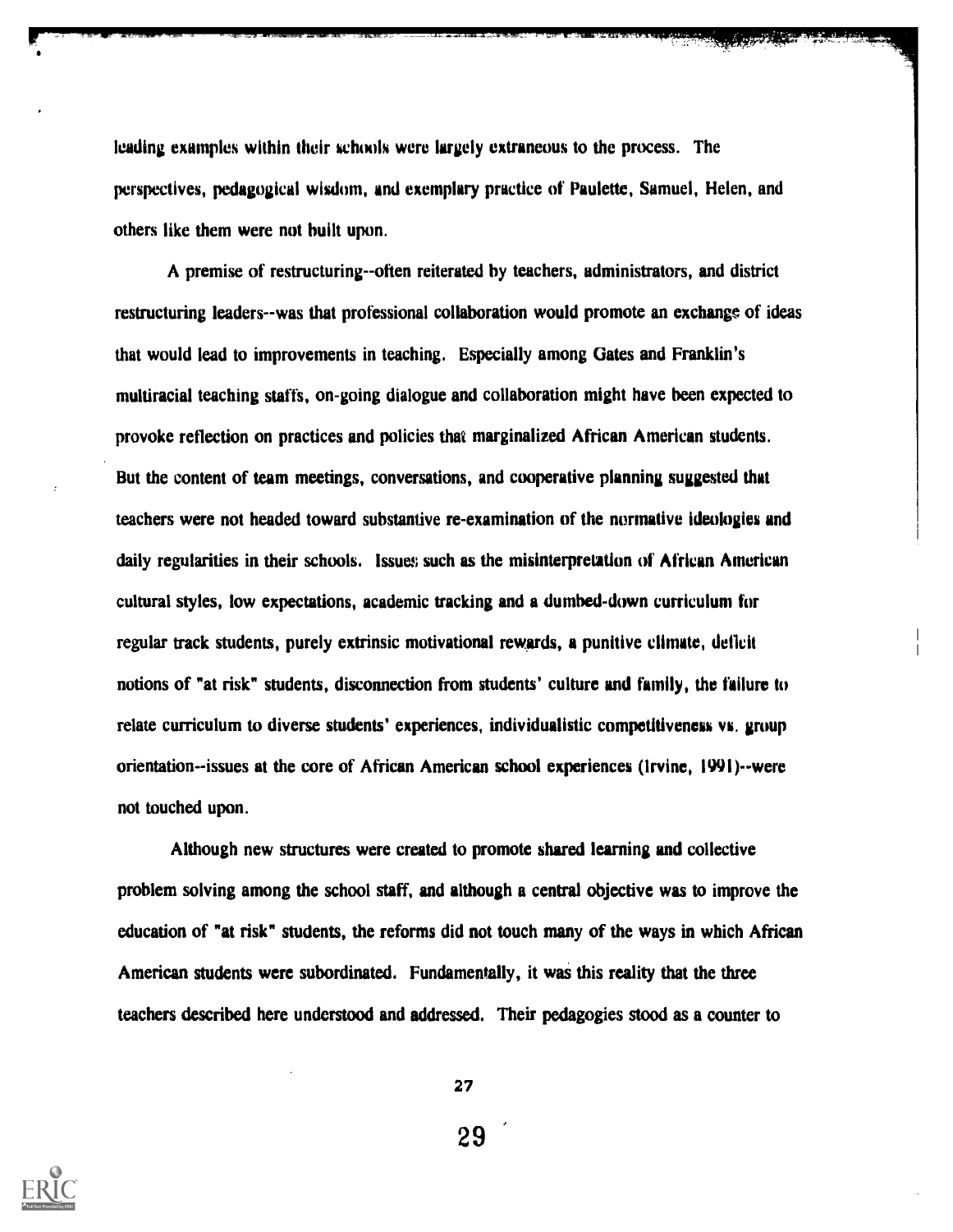leading examples within their schools were largely extraneous to the process. The perspectives, pedagogical wisdom, and exemplary practice of Paulette, Samuel, Helen, and others like them were not built upon.

A premise of restructuring--often reiterated by teachers, administrators, and district restructuring leaders--was that professional collaboration would promote an exchange of ideas that would lead to improvements in teaching. Especially among Gates and Franklin's multiracial teaching staffs, on-going dialogue and collaboration might have been expected to provoke reflection on practices and policies that marginalized African American students. But the content of team meetings, conversations, and cooperative planning suggested that teachers were not headed toward substantive re-examination of the normative ideologies and daily regularities in their schools. Issues such as the misinterpretation of African American cultural styles, low expectations, academic tracking and a dumbed-down curriculum for regular track students, purely extrinsic motivational rewards, a punitive climate, deficit notions of "at risk" students, disconnection from students' culture and family, the failure to relate curriculum to diverse students' experiences, individualistic competitiveness vs. group orientation--issues at the core of African American school experiences (Irvine, 1991)--were not touched upon.

Although new structures were created to promote shared learning and collective problem solving among the school staff, and although a central objective was to improve the education of "at risk" students, the reforms did not touch many of the ways in which African American students were subordinated. Fundamentally, it was this reality that the three teachers described here understood and addressed. Their pedagogies stood as a counter to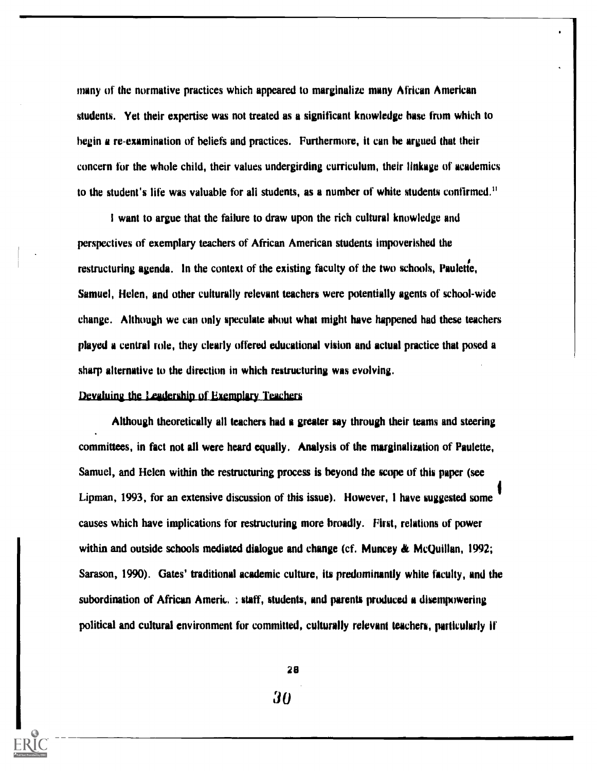many of the normative practices which appeared to marginalize many African American students. Yet their expertise was not treated as a significant knowledge base from which to begin a re-examination of beliefs and practices. Furthermore, it can be argued that their concern for the whole child, their values undergirding curriculum, their linkage of academics to the student's life was valuable for all students, as a number of white students confirmed.[11]

I want to argue that the failure to draw upon the rich cultural knowledge and perspectives of exemplary teachers of African American students impoverished the restructuring agenda. In the context of the existing faculty of the two schools, Paulette, Samuel, Helen, and other culturally relevant teachers were potentially agents of school-wide change. Although we can only speculate about what might have happened had these teachers played a central role, they clearly offered educational vision and actual practice that posed a sharp alternative to the direction in which restructuring was evolving.

## Devaluing the Leadership of Exemplary Teachers

Although theoretically all teachers had a greater say through their teams and steering committees, in fact not all were heard equally. Analysis of the marginalization of Paulette, Samuel, and Helen within the restructuring process is beyond the scope of this paper (see Lipman, 1993, for an extensive discussion of this issue). However, I have suggested some causes which have implications for restructuring more broadly. First, relations of power within and outside schools mediated dialogue and change (cf. Muncey & McQuillan, 1992; Sarason, 1990). Gates' traditional academic culture, its predominantly white faculty, and the subordination of African Americ. : staff, students, and parents produced a disempowering political and cultural environment for committed, culturally relevant teachers, particularly if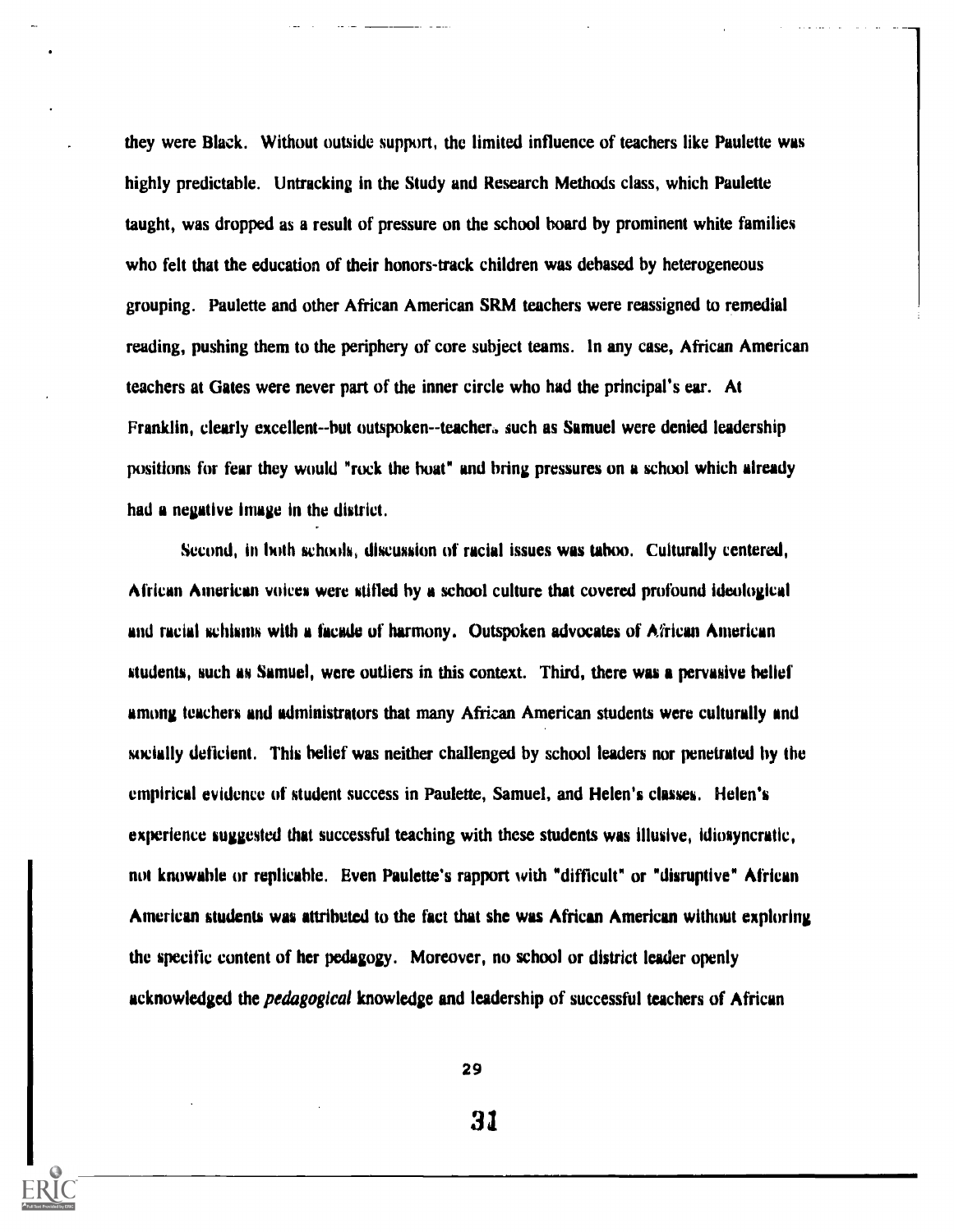they were Black. Without outside support, the limited influence of teachers like Paulette was highly predictable. Untracking in the Study and Research Methods class, which Paulette taught, was dropped as a result of pressure on the school board by prominent white families who felt that the education of their honors-track children was debased by heterogeneous grouping. Paulette and other African American SRM teachers were reassigned to remedial reading, pushing them to the periphery of core subject teams. In any case, African American teachers at Gates were never part of the inner circle who had the principal's ear. At Franklin, clearly excellent--but outspoken--teachers such as Samuel were denied leadership positions for fear they would "rock the boat" and bring pressures on a school which already had a negative image in the district.

Second, in both schools, discussion of racial issues was taboo. Culturally centered, African American voices were stifled by a school culture that covered profound ideological and racial schisms with a facade of harmony. Outspoken advocates of African American students, such as Samuel, were outliers in this context. Third, there was a pervasive belief among teachers and administrators that many African American students were culturally and socially deficient. This belief was neither challenged by school leaders nor penetrated by the empirical evidence of student success in Paulette, Samuel, and Helen's classes. Helen's experience suggested that successful teaching with these students was illusive, idiosyncratic, not knowable or replicable. Even Paulette's rapport with "difficult" or "disruptive" African American students was attributed to the fact that she was African American without exploring the specific content of her pedagogy. Moreover, no school or district leader openly acknowledged the *pedagogical* knowledge and leadership of successful teachers of African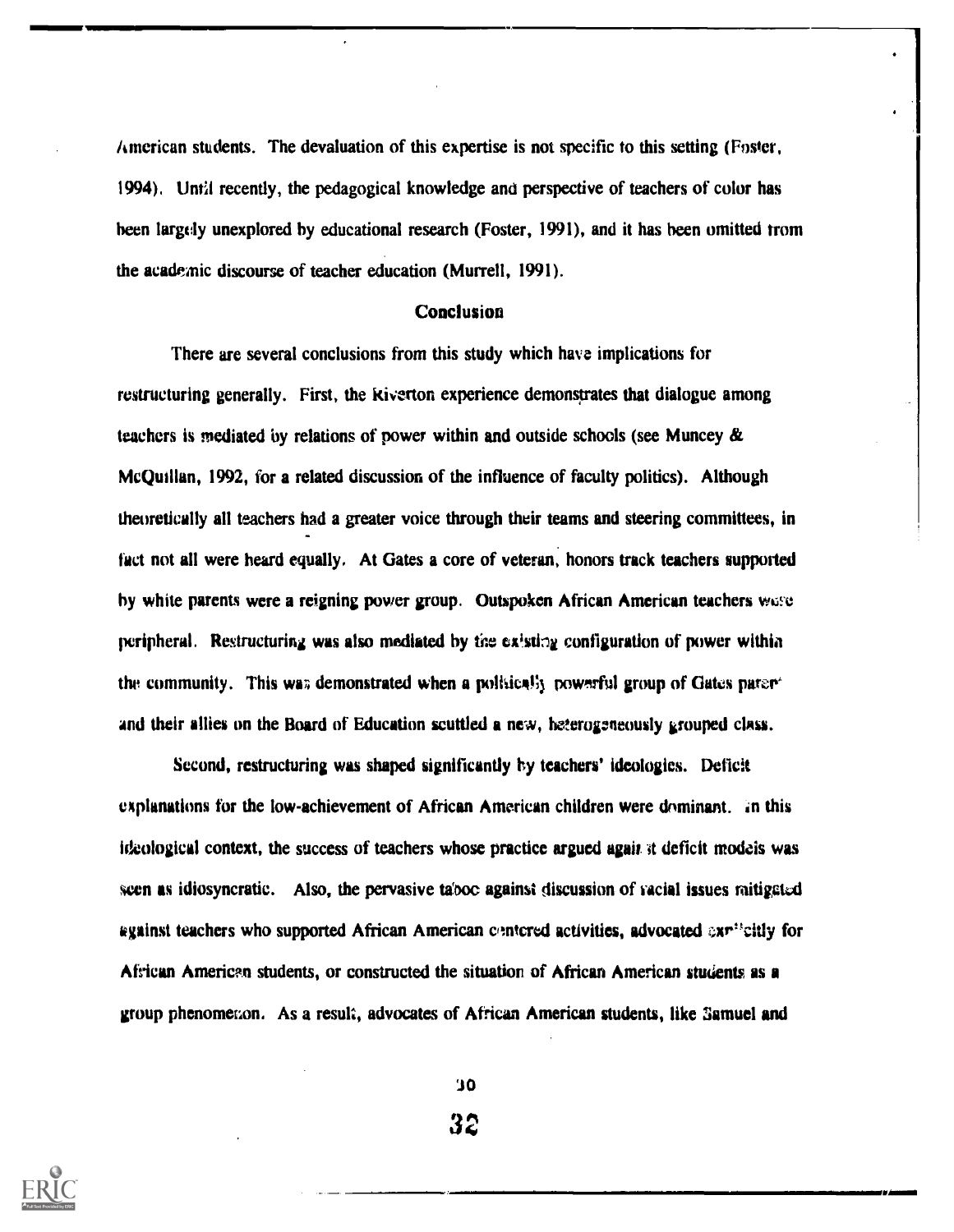American students. The devaluation of this expertise is not specific to this setting (Foster, 1994). Until recently, the pedagogical knowledge and perspective of teachers of color has been largely unexplored by educational research (Foster, 1991), and it has been omitted from the academic discourse of teacher education (Murrell, 1991).

## Conclusion

There are several conclusions from this study which have implications for restructuring generally. First, the Riverton experience demonstrates that dialogue among teachers is mediated by relations of power within and outside schools (see Muncey & McQuillan, 1992, for a related discussion of the influence of faculty politics). Although theoretically all teachers had a greater voice through their teams and steering committees, in fact not all were heard equally. At Gates a core of veteran, honors track teachers supported by white parents were a reigning power group. Outspoken African American teachers were peripheral. Restructuring was also mediated by the existing configuration of power within the community. This was demonstrated when a politically powerful group of Gates parents and their allies on the Board of Education scuttled a new, heterogeneously grouped class.

Second, restructuring was shaped significantly by teachers' ideologies. Deficit explanations for the low-achievement of African American children were dominant. In this ideological context, the success of teachers whose practice argued against deficit models was seen as idiosyncratic. Also, the pervasive taboo against discussion of racial issues mitigated against teachers who supported African American centered activities, advocated explicitly for African American students, or constructed the situation of African American students as a group phenomenon. As a result, advocates of African American students, like Samuel and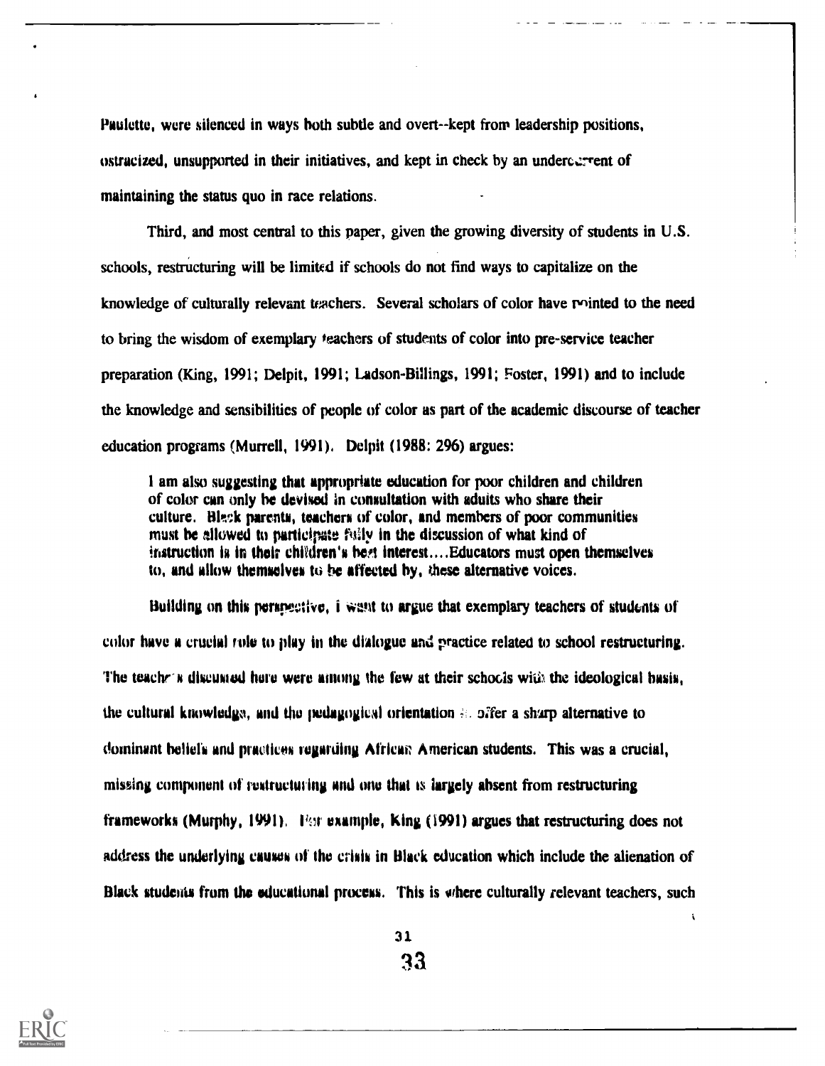Paulette, were silenced in ways both subtle and overt--kept from leadership positions, ostracized, unsupported in their initiatives, and kept in check by an undercurrent of maintaining the status quo in race relations.

Third, and most central to this paper, given the growing diversity of students in U.S. schools, restructuring will be limited if schools do not find ways to capitalize on the knowledge of culturally relevant teachers. Several scholars of color have pointed to the need to bring the wisdom of exemplary teachers of students of color into pre-service teacher preparation (King, 1991; Delpit, 1991; Ladson-Billings, 1991; Foster, 1991) and to include the knowledge and sensibilities of people of color as part of the academic discourse of teacher education programs (Murrell, 1991). Delpit (1988: 296) argues:

> I am also suggesting that appropriate education for poor children and children of color can only be devised in consultation with adults who share their culture. Black parents, teachers of color, and members of poor communities must be allowed to participate fully in the discussion of what kind of instruction is in their children's best interest....Educators must open themselves to, and allow themselves to be affected by, these alternative voices.

Building on this perspective, I want to argue that exemplary teachers of students of color have a crucial role to play in the dialogue and practice related to school restructuring. The teachers discussed here were among the few at their schools with the ideological basis, the cultural knowledge, and the pedagogical orientation to offer a sharp alternative to dominant beliefs and practices regarding African American students. This was a crucial, missing component of restructuring and one that is largely absent from restructuring frameworks (Murphy, 1991). For example, King (1991) argues that restructuring does not address the underlying causes of the crisis in Black education which include the alienation of Black students from the educational process. This is where culturally relevant teachers, such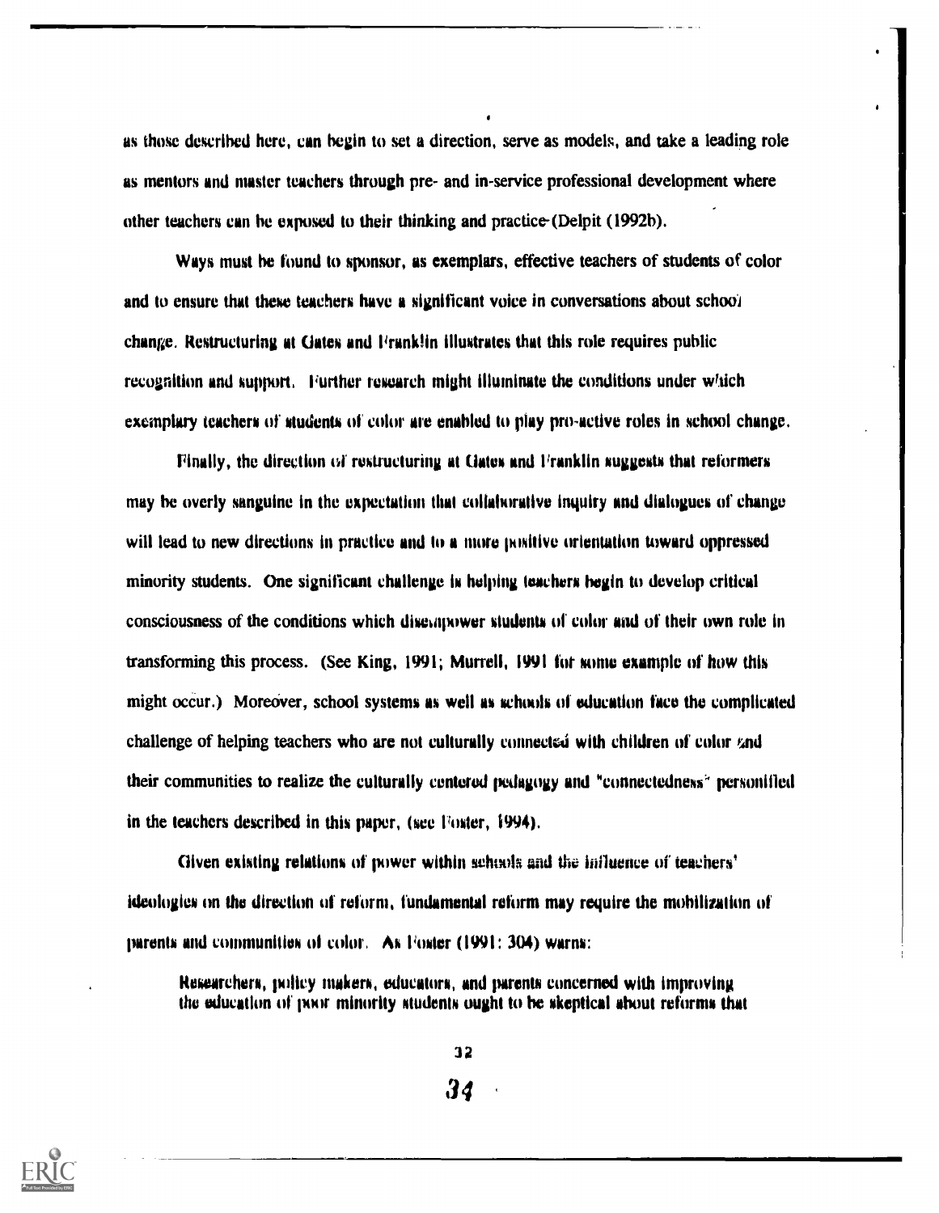as those described here, can begin to set a direction, serve as models, and take a leading role as mentors and master teachers through pre- and in-service professional development where other teachers can be exposed to their thinking and practice (Delpit (1992b).

Ways must be found to sponsor, as exemplars, effective teachers of students of color and to ensure that these teachers have a significant voice in conversations about school change. Restructuring at Gates and Franklin illustrates that this role requires public recognition and support. Further research might illuminate the conditions under which exemplary teachers of students of color are enabled to play pro-active roles in school change.

Finally, the direction of restructuring at Gates and Franklin suggests that reformers may be overly sanguine in the expectation that collaborative inquiry and dialogues of change will lead to new directions in practice and to a more positive orientation toward oppressed minority students. One significant challenge is helping teachers begin to develop critical consciousness of the conditions which disempower students of color and of their own role in transforming this process. (See King, 1991; Murrell, 1991 for some example of how this might occur.) Moreover, school systems as well as schools of education face the complicated challenge of helping teachers who are not culturally connected with children of color and their communities to realize the culturally centered pedagogy and "connectedness" personified in the teachers described in this paper, (see Foster, 1994).

Given existing relations of power within schools and the influence of teachers' ideologies on the direction of reform, fundamental reform may require the mobilization of parents and communities of color. As Foster (1991: 304) warns:

> Researchers, policy makers, educators, and parents concerned with improving the education of poor minority students ought to be skeptical about reforms that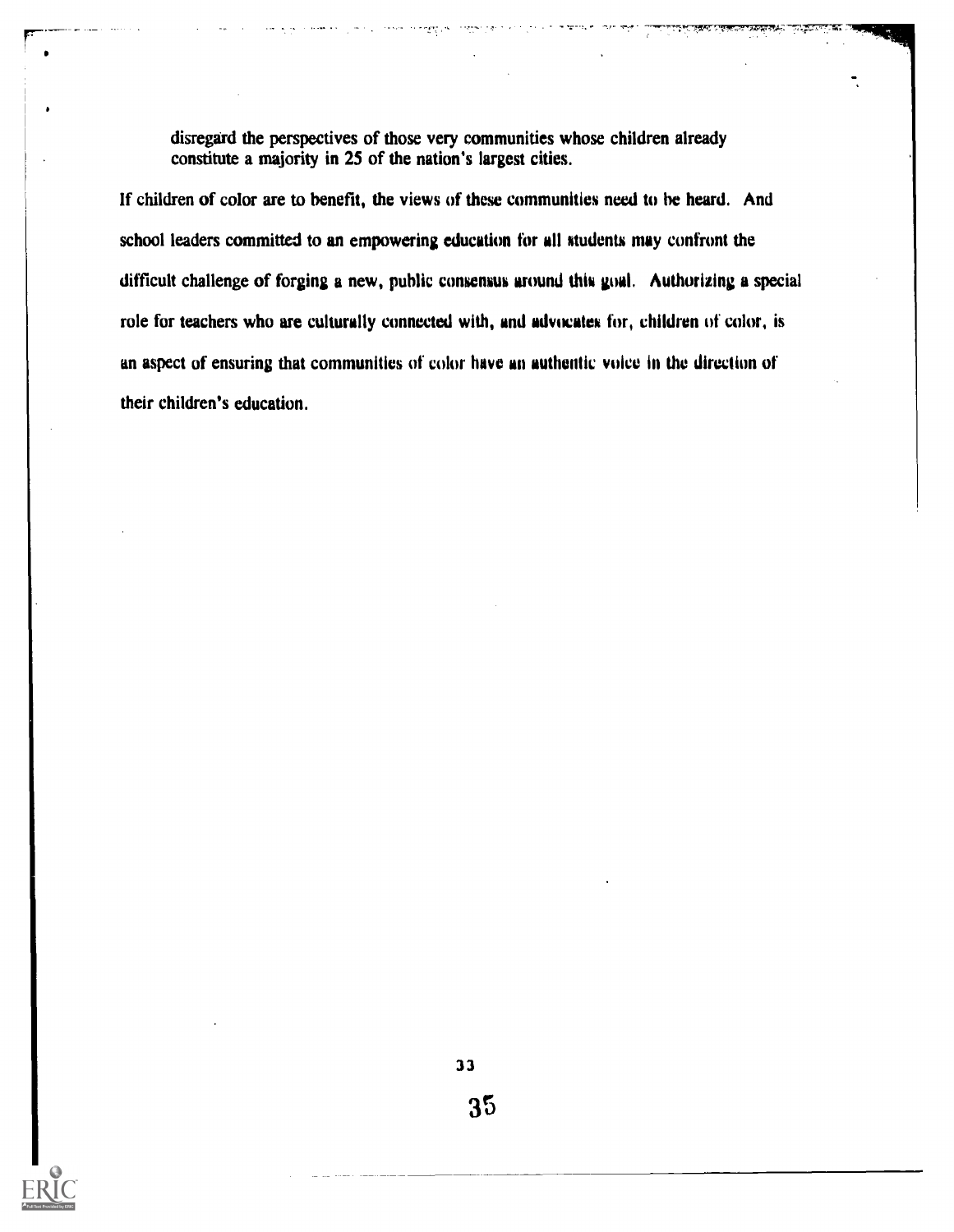> disregard the perspectives of those very communities whose children already constitute a majority in 25 of the nation's largest cities.

If children of color are to benefit, the views of these communities need to be heard. And school leaders committed to an empowering education for all students may confront the difficult challenge of forging a new, public consensus around this goal. Authorizing a special role for teachers who are culturally connected with, and advocates for, children of color, is an aspect of ensuring that communities of color have an authentic voice in the direction of their children's education.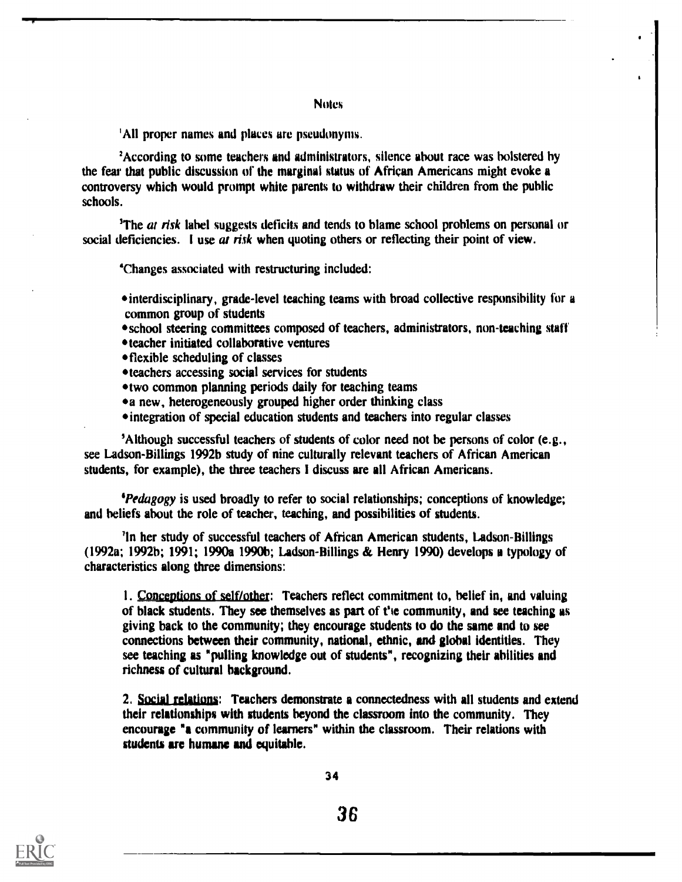## Notes

[1]All proper names and places are pseudonyms.

[2]According to some teachers and administrators, silence about race was bolstered by the fear that public discussion of the marginal status of African Americans might evoke a controversy which would prompt white parents to withdraw their children from the public schools.

[3]The *at risk* label suggests deficits and tends to blame school problems on personal or social deficiencies. I use *at risk* when quoting others or reflecting their point of view.

[4]Changes associated with restructuring included:

- interdisciplinary, grade-level teaching teams with broad collective responsibility for a common group of students
- school steering committees composed of teachers, administrators, non-teaching staff
- teacher initiated collaborative ventures
- flexible scheduling of classes
- teachers accessing social services for students
- two common planning periods daily for teaching teams
- a new, heterogeneously grouped higher order thinking class
- integration of special education students and teachers into regular classes

[5]Although successful teachers of students of color need not be persons of color (e.g., see Ladson-Billings 1992b study of nine culturally relevant teachers of African American students, for example), the three teachers I discuss are all African Americans.

[6]*Pedagogy* is used broadly to refer to social relationships; conceptions of knowledge; and beliefs about the role of teacher, teaching, and possibilities of students.

[7]In her study of successful teachers of African American students, Ladson-Billings (1992a; 1992b; 1991; 1990a 1990b; Ladson-Billings & Henry 1990) develops a typology of characteristics along three dimensions:

> 1. Conceptions of self/other: Teachers reflect commitment to, belief in, and valuing of black students. They see themselves as part of the community, and see teaching as giving back to the community; they encourage students to do the same and to see connections between their community, national, ethnic, and global identities. They see teaching as "pulling knowledge out of students", recognizing their abilities and richness of cultural background.
>
> 2. Social relations: Teachers demonstrate a connectedness with all students and extend their relationships with students beyond the classroom into the community. They encourage "a community of learners" within the classroom. Their relations with students are humane and equitable.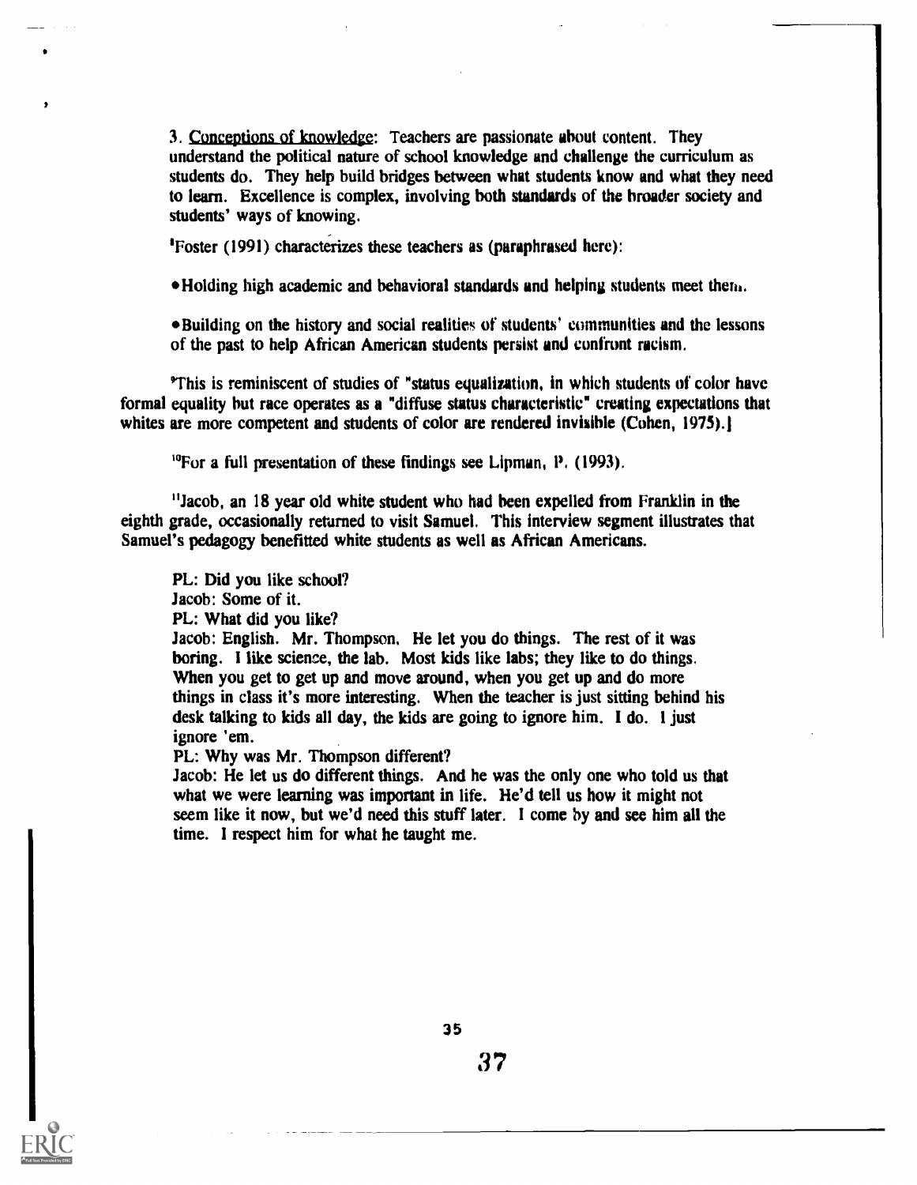3. Conceptions of knowledge: Teachers are passionate about content. They understand the political nature of school knowledge and challenge the curriculum as students do. They help build bridges between what students know and what they need to learn. Excellence is complex, involving both standards of the broader society and students' ways of knowing.

[8]Foster (1991) characterizes these teachers as (paraphrased here):

- Holding high academic and behavioral standards and helping students meet them.

- Building on the history and social realities of students' communities and the lessons of the past to help African American students persist and confront racism.

[9]This is reminiscent of studies of "status equalization, in which students of color have formal equality but race operates as a "diffuse status characteristic" creating expectations that whites are more competent and students of color are rendered invisible (Cohen, 1975).]

[10]For a full presentation of these findings see Lipman, P. (1993).

[11]Jacob, an 18 year old white student who had been expelled from Franklin in the eighth grade, occasionally returned to visit Samuel. This interview segment illustrates that Samuel's pedagogy benefitted white students as well as African Americans.

PL: Did you like school?
Jacob: Some of it.
PL: What did you like?
Jacob: English. Mr. Thompson. He let you do things. The rest of it was boring. I like science, the lab. Most kids like labs; they like to do things. When you get to get up and move around, when you get up and do more things in class it's more interesting. When the teacher is just sitting behind his desk talking to kids all day, the kids are going to ignore him. I do. I just ignore 'em.
PL: Why was Mr. Thompson different?
Jacob: He let us do different things. And he was the only one who told us that what we were learning was important in life. He'd tell us how it might not seem like it now, but we'd need this stuff later. I come by and see him all the time. I respect him for what he taught me.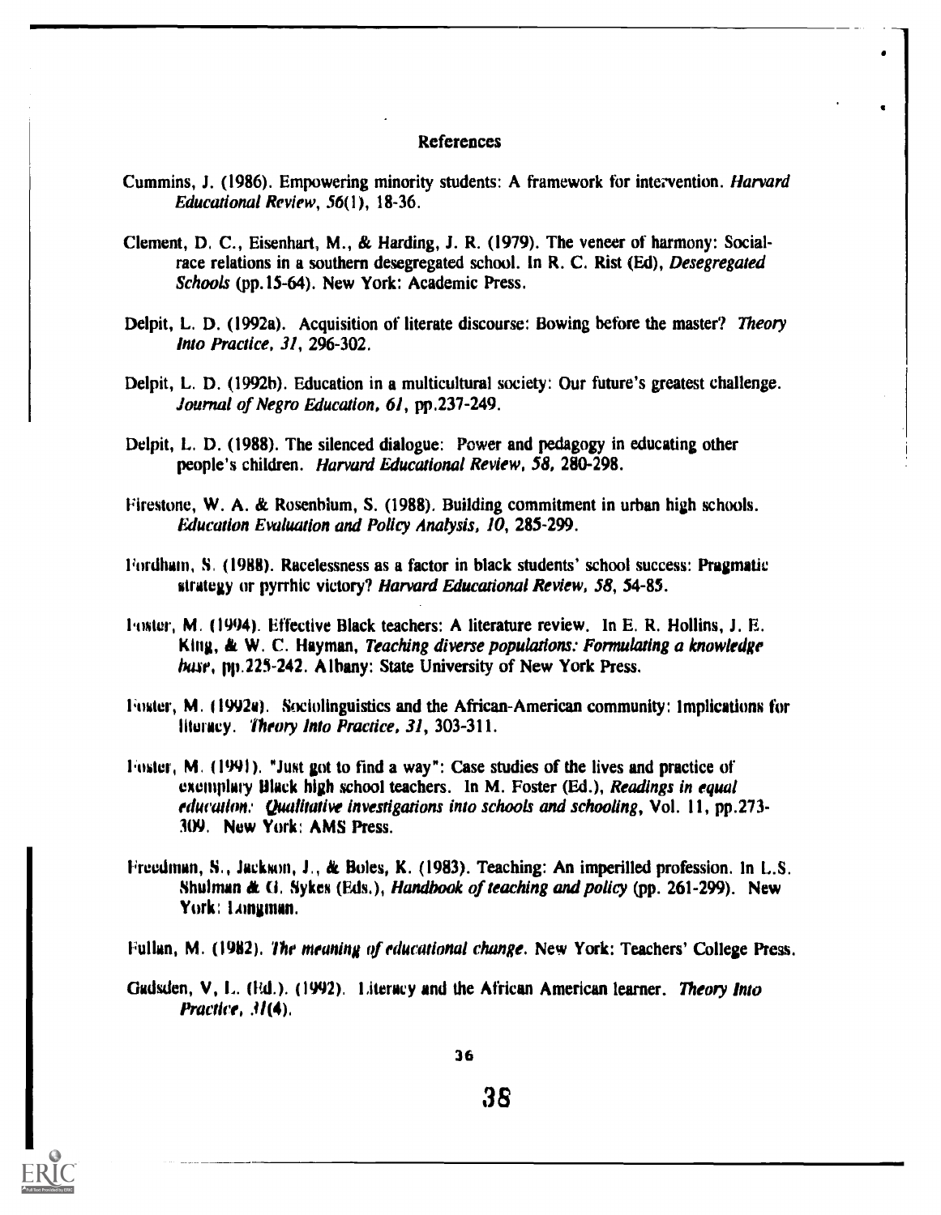# References

Cummins, J. (1986). Empowering minority students: A framework for intervention. *Harvard Educational Review, 56*(1), 18-36.

Clement, D. C., Eisenhart, M., & Harding, J. R. (1979). The veneer of harmony: Social-race relations in a southern desegregated school. In R. C. Rist (Ed), *Desegregated Schools* (pp.15-64). New York: Academic Press.

Delpit, L. D. (1992a). Acquisition of literate discourse: Bowing before the master? *Theory Into Practice, 31*, 296-302.

Delpit, L. D. (1992b). Education in a multicultural society: Our future's greatest challenge. *Journal of Negro Education, 61*, pp.237-249.

Delpit, L. D. (1988). The silenced dialogue: Power and pedagogy in educating other people's children. *Harvard Educational Review, 58*, 280-298.

Firestone, W. A. & Rosenblum, S. (1988). Building commitment in urban high schools. *Education Evaluation and Policy Analysis, 10*, 285-299.

Fordham, S. (1988). Racelessness as a factor in black students' school success: Pragmatic strategy or pyrrhic victory? *Harvard Educational Review, 58*, 54-85.

Foster, M. (1994). Effective Black teachers: A literature review. In E. R. Hollins, J. E. King, & W. C. Hayman, *Teaching diverse populations: Formulating a knowledge base*, pp.225-242. Albany: State University of New York Press.

Foster, M. (1992a). Sociolinguistics and the African-American community: Implications for literacy. *Theory Into Practice, 31*, 303-311.

Foster, M. (1991). "Just got to find a way": Case studies of the lives and practice of exemplary Black high school teachers. In M. Foster (Ed.), *Readings in equal education: Qualitative investigations into schools and schooling*, Vol. 11, pp.273-309. New York: AMS Press.

Freedman, S., Jackson, J., & Boles, K. (1983). Teaching: An imperilled profession. In L.S. Shulman & G. Sykes (Eds.), *Handbook of teaching and policy* (pp. 261-299). New York: Longman.

Fullan, M. (1982). *The meaning of educational change*. New York: Teachers' College Press.

Gadsden, V, L. (Ed.). (1992). Literacy and the African American learner. *Theory Into Practice, 31*(4).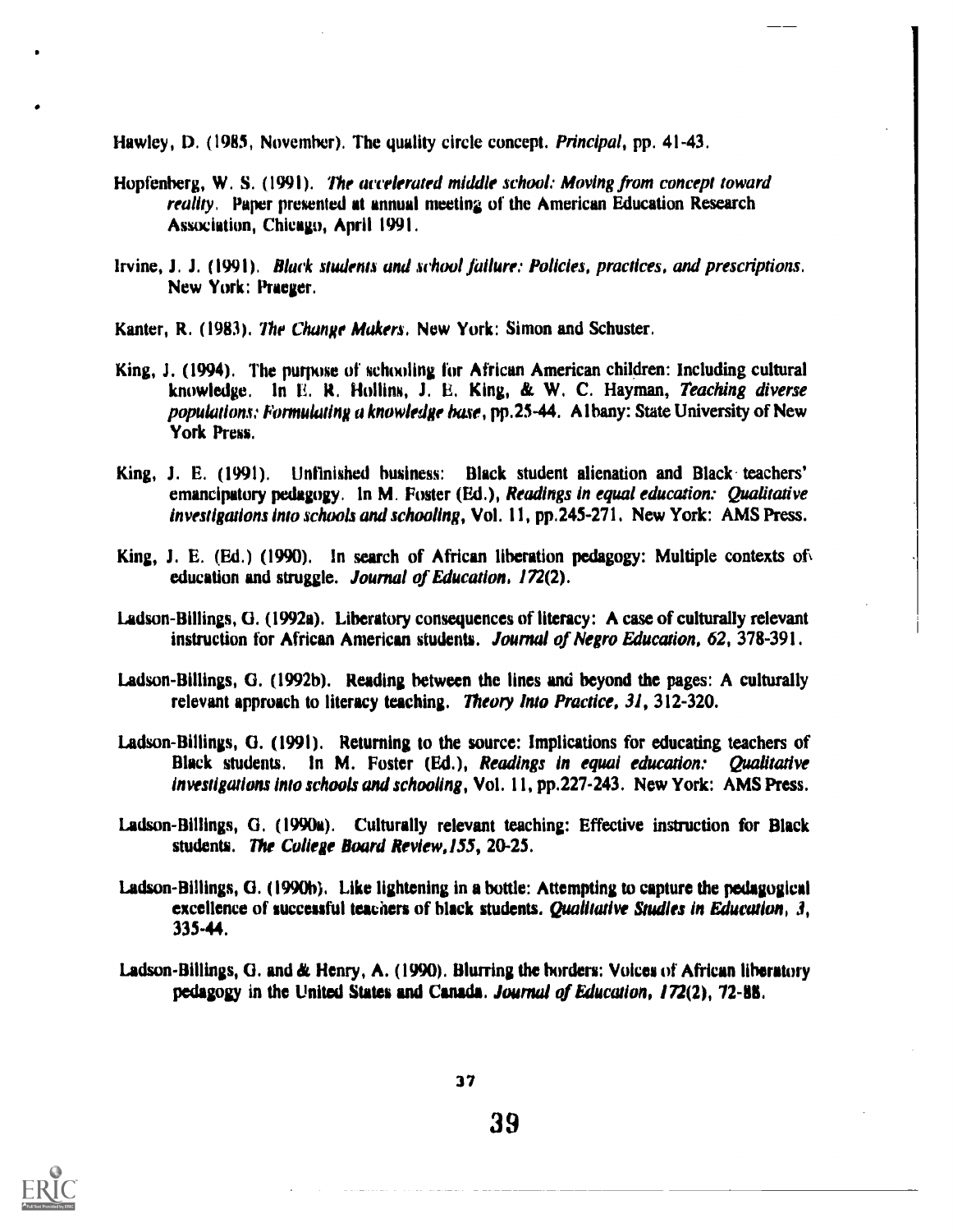Hawley, D. (1985, November). The quality circle concept. *Principal*, pp. 41-43.

Hopfenberg, W. S. (1991). *The accelerated middle school: Moving from concept toward reality*. Paper presented at annual meeting of the American Education Research Association, Chicago, April 1991.

Irvine, J. J. (1991). *Black students and school failure: Policies, practices, and prescriptions*. New York: Praeger.

Kanter, R. (1983). *The Change Makers*. New York: Simon and Schuster.

King, J. (1994). The purpose of schooling for African American children: Including cultural knowledge. In E. R. Hollins, J. E. King, & W. C. Hayman, *Teaching diverse populations: Formulating a knowledge base*, pp.25-44. Albany: State University of New York Press.

King, J. E. (1991). Unfinished business: Black student alienation and Black teachers' emancipatory pedagogy. In M. Foster (Ed.), *Readings in equal education: Qualitative investigations into schools and schooling*, Vol. 11, pp.245-271. New York: AMS Press.

King, J. E. (Ed.) (1990). In search of African liberation pedagogy: Multiple contexts of education and struggle. *Journal of Education*, *172*(2).

Ladson-Billings, G. (1992a). Liberatory consequences of literacy: A case of culturally relevant instruction for African American students. *Journal of Negro Education*, *62*, 378-391.

Ladson-Billings, G. (1992b). Reading between the lines and beyond the pages: A culturally relevant approach to literacy teaching. *Theory Into Practice*, *31*, 312-320.

Ladson-Billings, G. (1991). Returning to the source: Implications for educating teachers of Black students. In M. Foster (Ed.), *Readings in equal education: Qualitative investigations into schools and schooling*, Vol. 11, pp.227-243. New York: AMS Press.

Ladson-Billings, G. (1990a). Culturally relevant teaching: Effective instruction for Black students. *The College Board Review*, *155*, 20-25.

Ladson-Billings, G. (1990b). Like lightening in a bottle: Attempting to capture the pedagogical excellence of successful teachers of black students. *Qualitative Studies in Education*, *3*, 335-44.

Ladson-Billings, G. and & Henry, A. (1990). Blurring the borders: Voices of African liberatory pedagogy in the United States and Canada. *Journal of Education*, *172*(2), 72-88.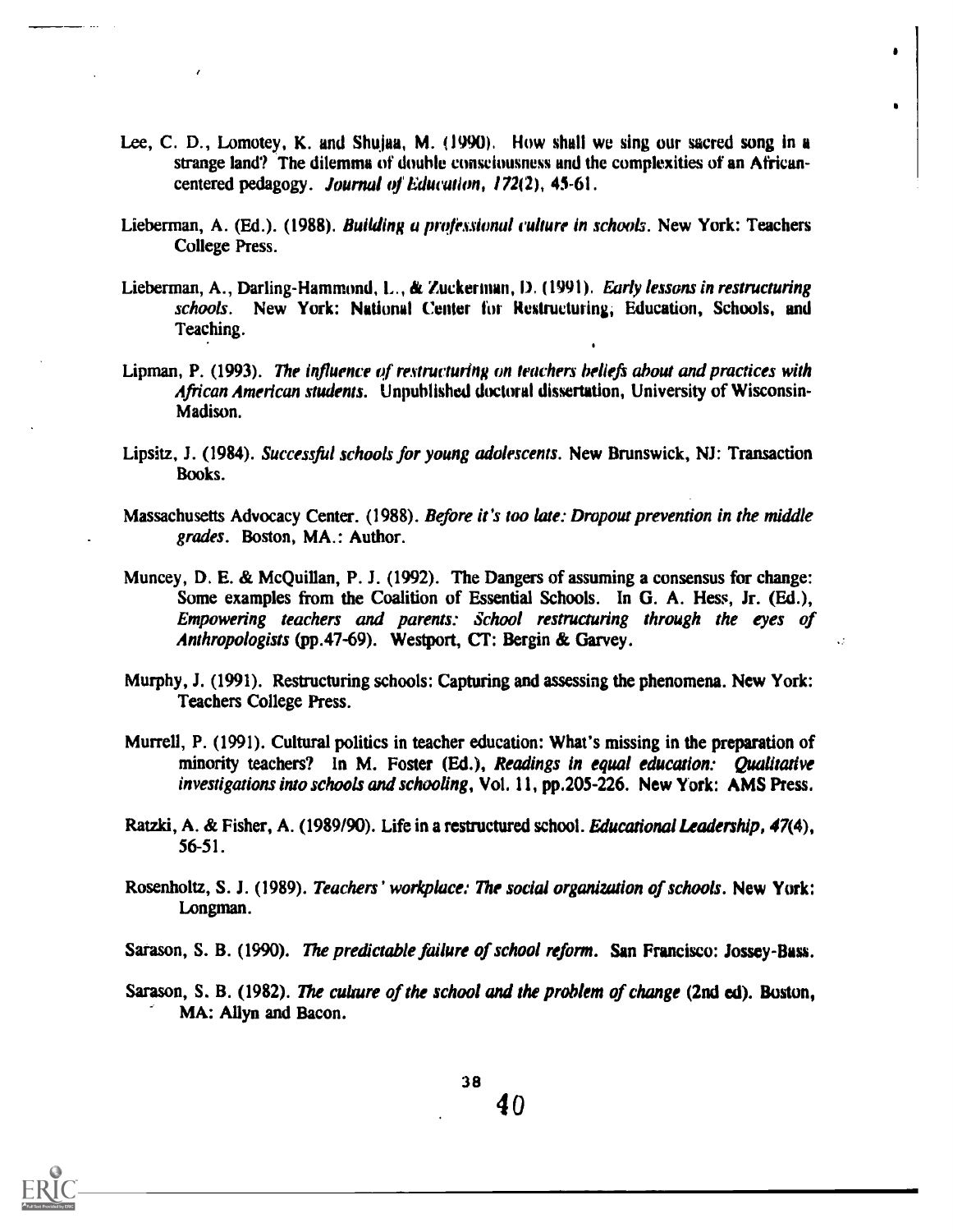Lee, C. D., Lomotey, K. and Shujaa, M. (1990). How shall we sing our sacred song in a strange land? The dilemma of double consciousness and the complexities of an African-centered pedagogy. *Journal of Education, 172*(2), 45-61.

Lieberman, A. (Ed.). (1988). *Building a professional culture in schools*. New York: Teachers College Press.

Lieberman, A., Darling-Hammond, L., & Zuckerman, D. (1991). *Early lessons in restructuring schools*. New York: National Center for Restructuring, Education, Schools, and Teaching.

Lipman, P. (1993). *The influence of restructuring on teachers beliefs about and practices with African American students*. Unpublished doctoral dissertation, University of Wisconsin-Madison.

Lipsitz, J. (1984). *Successful schools for young adolescents*. New Brunswick, NJ: Transaction Books.

Massachusetts Advocacy Center. (1988). *Before it's too late: Dropout prevention in the middle grades*. Boston, MA.: Author.

Muncey, D. E. & McQuillan, P. J. (1992). The Dangers of assuming a consensus for change: Some examples from the Coalition of Essential Schools. In G. A. Hess, Jr. (Ed.), *Empowering teachers and parents: School restructuring through the eyes of Anthropologists* (pp.47-69). Westport, CT: Bergin & Garvey.

Murphy, J. (1991). Restructuring schools: Capturing and assessing the phenomena. New York: Teachers College Press.

Murrell, P. (1991). Cultural politics in teacher education: What's missing in the preparation of minority teachers? In M. Foster (Ed.), *Readings in equal education: Qualitative investigations into schools and schooling*, Vol. 11, pp.205-226. New York: AMS Press.

Ratzki, A. & Fisher, A. (1989/90). Life in a restructured school. *Educational Leadership, 47*(4), 56-51.

Rosenholtz, S. J. (1989). *Teachers' workplace: The social organization of schools*. New York: Longman.

Sarason, S. B. (1990). *The predictable failure of school reform*. San Francisco: Jossey-Bass.

Sarason, S. B. (1982). *The culture of the school and the problem of change* (2nd ed). Boston, MA: Allyn and Bacon.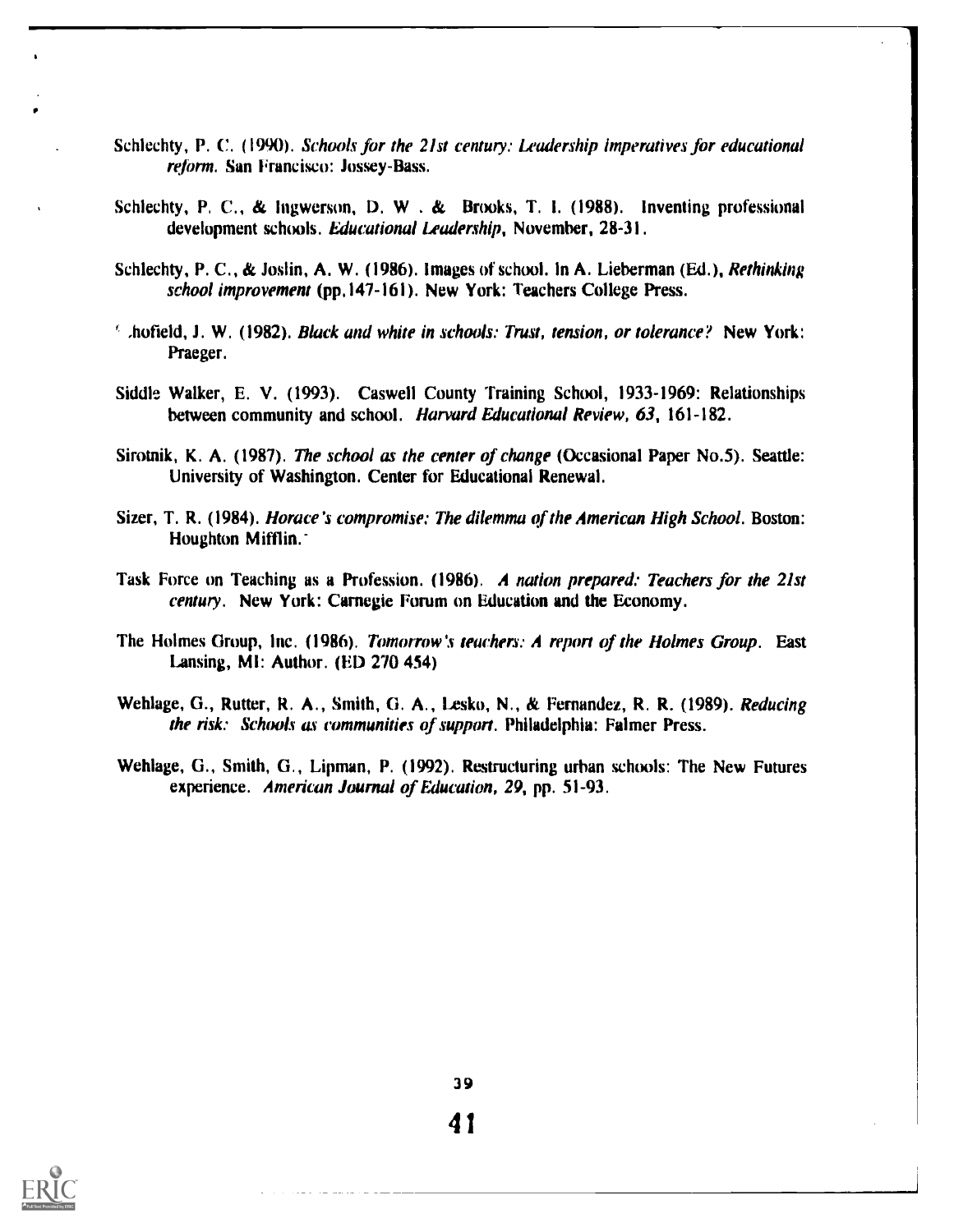Schlechty, P. C. (1990). *Schools for the 21st century: Leadership imperatives for educational reform.* San Francisco: Jossey-Bass.

Schlechty, P. C., & Ingwerson, D. W . & Brooks, T. I. (1988). Inventing professional development schools. *Educational Leadership*, November, 28-31.

Schlechty, P. C., & Joslin, A. W. (1986). Images of school. In A. Lieberman (Ed.), *Rethinking school improvement* (pp.147-161). New York: Teachers College Press.

Schofield, J. W. (1982). *Black and white in schools: Trust, tension, or tolerance?* New York: Praeger.

Siddle Walker, E. V. (1993). Caswell County Training School, 1933-1969: Relationships between community and school. *Harvard Educational Review, 63*, 161-182.

Sirotnik, K. A. (1987). *The school as the center of change* (Occasional Paper No.5). Seattle: University of Washington. Center for Educational Renewal.

Sizer, T. R. (1984). *Horace's compromise: The dilemma of the American High School.* Boston: Houghton Mifflin.

Task Force on Teaching as a Profession. (1986). *A nation prepared: Teachers for the 21st century.* New York: Carnegie Forum on Education and the Economy.

The Holmes Group, Inc. (1986). *Tomorrow's teachers: A report of the Holmes Group.* East Lansing, MI: Author. (ED 270 454)

Wehlage, G., Rutter, R. A., Smith, G. A., Lesko, N., & Fernandez, R. R. (1989). *Reducing the risk: Schools as communities of support.* Philadelphia: Falmer Press.

Wehlage, G., Smith, G., Lipman, P. (1992). Restructuring urban schools: The New Futures experience. *American Journal of Education, 29*, pp. 51-93.